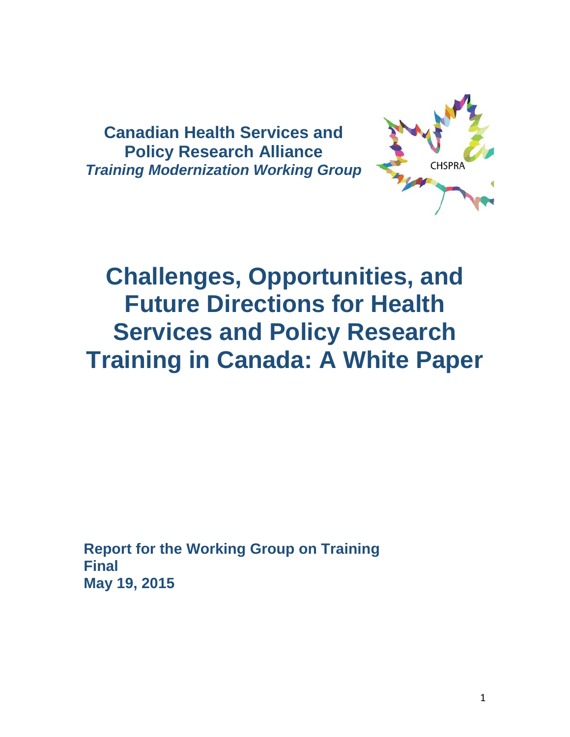**Canadian Health Services and Policy Research Alliance**
***Training Modernization Working Group***

CHSPRA

# Challenges, Opportunities, and Future Directions for Health Services and Policy Research Training in Canada: A White Paper

**Report for the Working Group on Training**
**Final**
**May 19, 2015**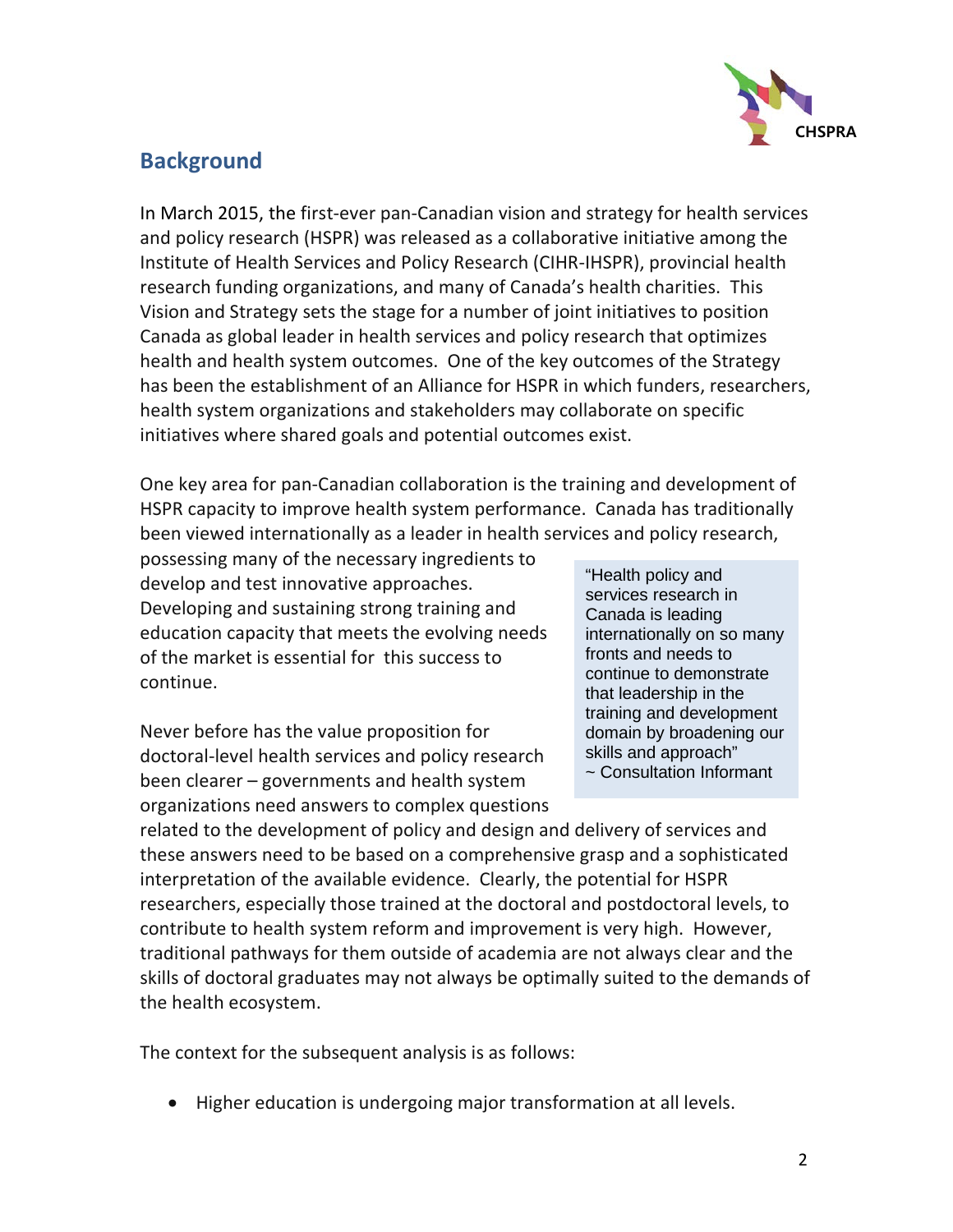## Background

In March 2015, the first-ever pan-Canadian vision and strategy for health services and policy research (HSPR) was released as a collaborative initiative among the Institute of Health Services and Policy Research (CIHR-IHSPR), provincial health research funding organizations, and many of Canada's health charities. This Vision and Strategy sets the stage for a number of joint initiatives to position Canada as global leader in health services and policy research that optimizes health and health system outcomes. One of the key outcomes of the Strategy has been the establishment of an Alliance for HSPR in which funders, researchers, health system organizations and stakeholders may collaborate on specific initiatives where shared goals and potential outcomes exist.

One key area for pan-Canadian collaboration is the training and development of HSPR capacity to improve health system performance. Canada has traditionally been viewed internationally as a leader in health services and policy research, possessing many of the necessary ingredients to develop and test innovative approaches. Developing and sustaining strong training and education capacity that meets the evolving needs of the market is essential for this success to continue.

> "Health policy and services research in Canada is leading internationally on so many fronts and needs to continue to demonstrate that leadership in the training and development domain by broadening our skills and approach"
> ~ Consultation Informant

Never before has the value proposition for doctoral-level health services and policy research been clearer – governments and health system organizations need answers to complex questions related to the development of policy and design and delivery of services and these answers need to be based on a comprehensive grasp and a sophisticated interpretation of the available evidence. Clearly, the potential for HSPR researchers, especially those trained at the doctoral and postdoctoral levels, to contribute to health system reform and improvement is very high. However, traditional pathways for them outside of academia are not always clear and the skills of doctoral graduates may not always be optimally suited to the demands of the health ecosystem.

The context for the subsequent analysis is as follows:

- Higher education is undergoing major transformation at all levels.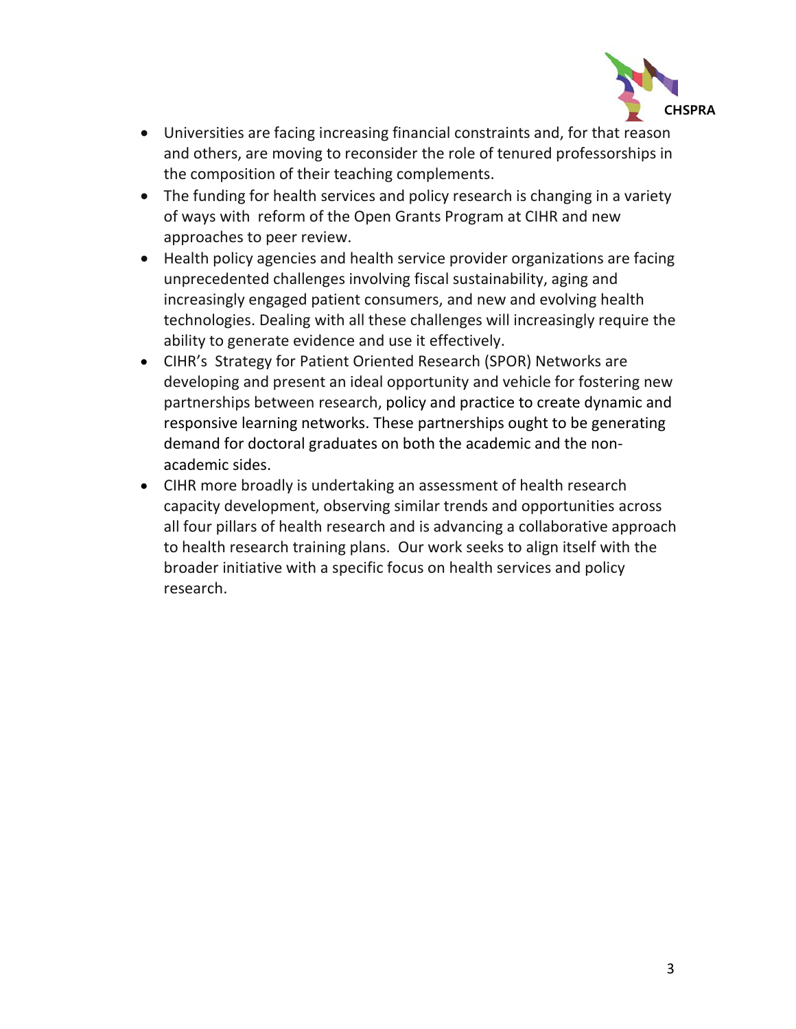- Universities are facing increasing financial constraints and, for that reason and others, are moving to reconsider the role of tenured professorships in the composition of their teaching complements.
- The funding for health services and policy research is changing in a variety of ways with reform of the Open Grants Program at CIHR and new approaches to peer review.
- Health policy agencies and health service provider organizations are facing unprecedented challenges involving fiscal sustainability, aging and increasingly engaged patient consumers, and new and evolving health technologies. Dealing with all these challenges will increasingly require the ability to generate evidence and use it effectively.
- CIHR's Strategy for Patient Oriented Research (SPOR) Networks are developing and present an ideal opportunity and vehicle for fostering new partnerships between research, policy and practice to create dynamic and responsive learning networks. These partnerships ought to be generating demand for doctoral graduates on both the academic and the non-academic sides.
- CIHR more broadly is undertaking an assessment of health research capacity development, observing similar trends and opportunities across all four pillars of health research and is advancing a collaborative approach to health research training plans. Our work seeks to align itself with the broader initiative with a specific focus on health services and policy research.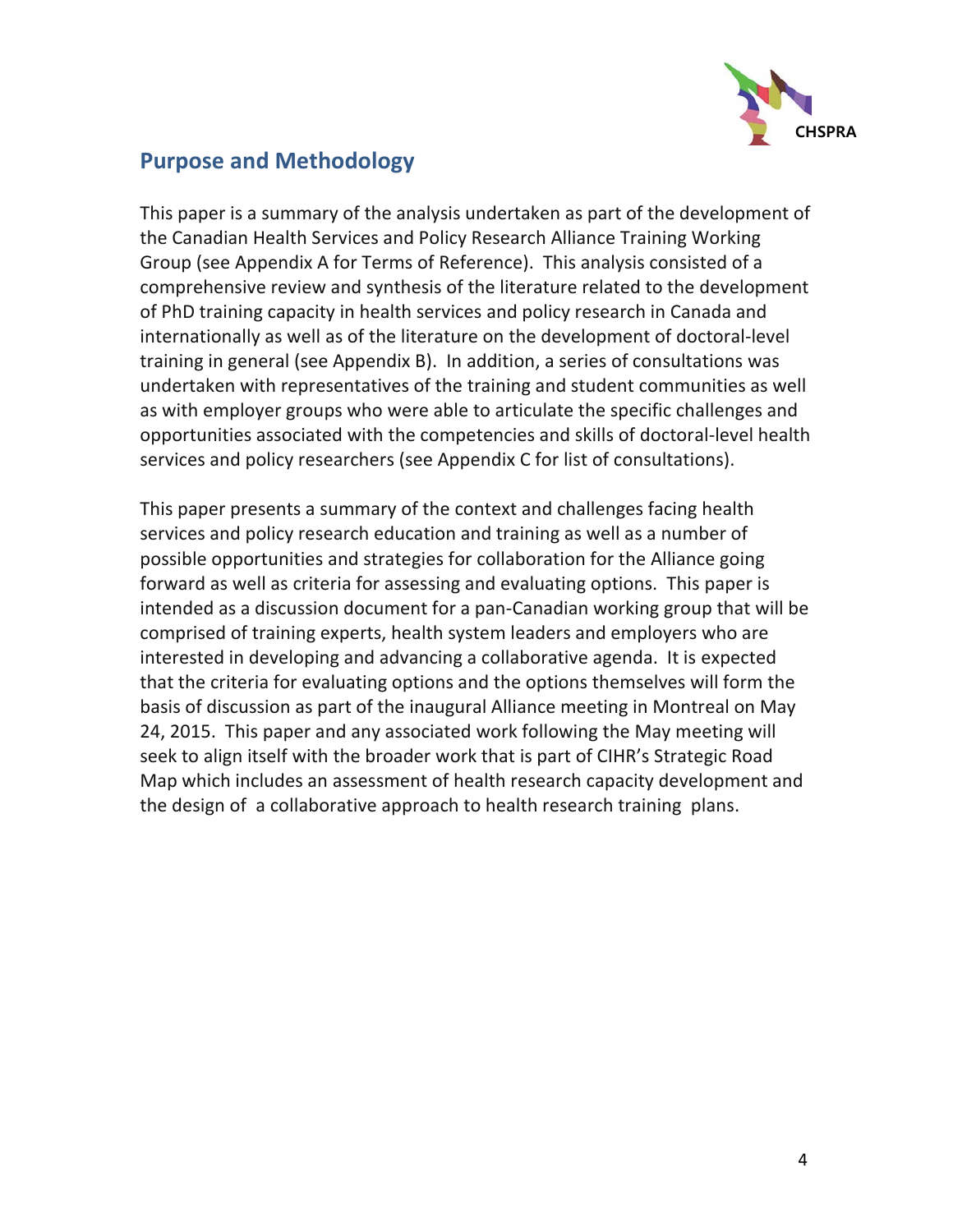## Purpose and Methodology

This paper is a summary of the analysis undertaken as part of the development of the Canadian Health Services and Policy Research Alliance Training Working Group (see Appendix A for Terms of Reference). This analysis consisted of a comprehensive review and synthesis of the literature related to the development of PhD training capacity in health services and policy research in Canada and internationally as well as of the literature on the development of doctoral-level training in general (see Appendix B). In addition, a series of consultations was undertaken with representatives of the training and student communities as well as with employer groups who were able to articulate the specific challenges and opportunities associated with the competencies and skills of doctoral-level health services and policy researchers (see Appendix C for list of consultations).

This paper presents a summary of the context and challenges facing health services and policy research education and training as well as a number of possible opportunities and strategies for collaboration for the Alliance going forward as well as criteria for assessing and evaluating options. This paper is intended as a discussion document for a pan-Canadian working group that will be comprised of training experts, health system leaders and employers who are interested in developing and advancing a collaborative agenda. It is expected that the criteria for evaluating options and the options themselves will form the basis of discussion as part of the inaugural Alliance meeting in Montreal on May 24, 2015. This paper and any associated work following the May meeting will seek to align itself with the broader work that is part of CIHR's Strategic Road Map which includes an assessment of health research capacity development and the design of a collaborative approach to health research training plans.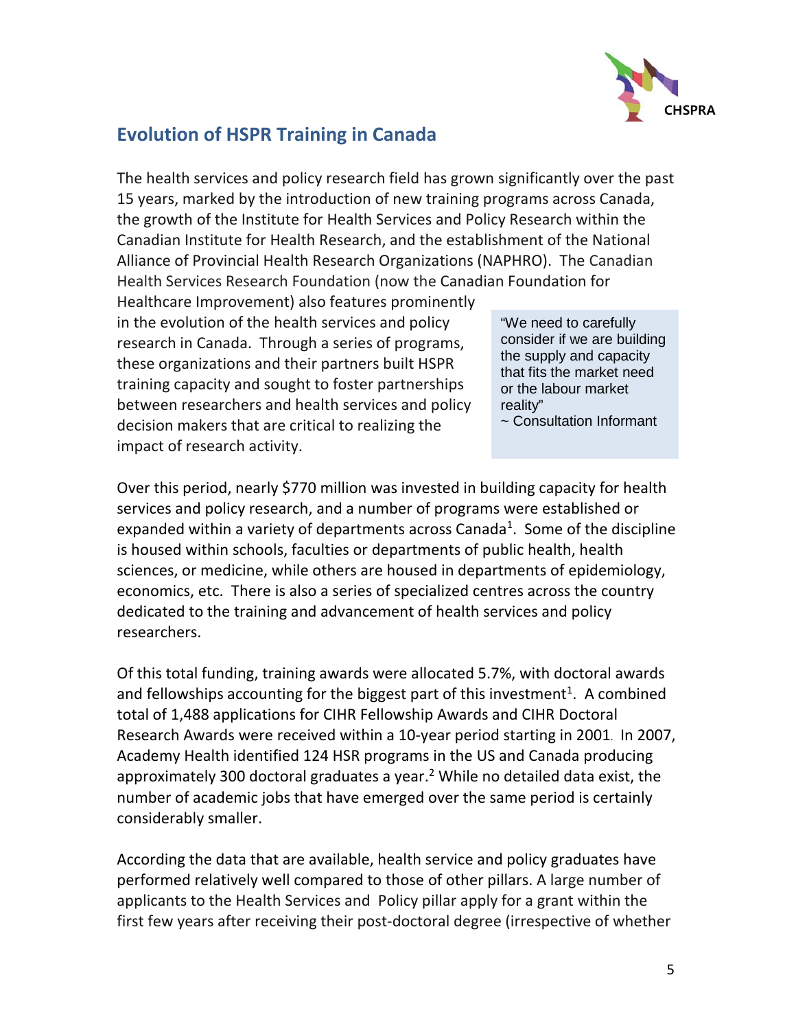## Evolution of HSPR Training in Canada

The health services and policy research field has grown significantly over the past 15 years, marked by the introduction of new training programs across Canada, the growth of the Institute for Health Services and Policy Research within the Canadian Institute for Health Research, and the establishment of the National Alliance of Provincial Health Research Organizations (NAPHRO). The Canadian Health Services Research Foundation (now the Canadian Foundation for Healthcare Improvement) also features prominently in the evolution of the health services and policy research in Canada. Through a series of programs, these organizations and their partners built HSPR training capacity and sought to foster partnerships between researchers and health services and policy decision makers that are critical to realizing the impact of research activity.

> "We need to carefully consider if we are building the supply and capacity that fits the market need or the labour market reality"
> ~ Consultation Informant

Over this period, nearly $770 million was invested in building capacity for health services and policy research, and a number of programs were established or expanded within a variety of departments across Canada[1]. Some of the discipline is housed within schools, faculties or departments of public health, health sciences, or medicine, while others are housed in departments of epidemiology, economics, etc. There is also a series of specialized centres across the country dedicated to the training and advancement of health services and policy researchers.

Of this total funding, training awards were allocated 5.7%, with doctoral awards and fellowships accounting for the biggest part of this investment[1]. A combined total of 1,488 applications for CIHR Fellowship Awards and CIHR Doctoral Research Awards were received within a 10-year period starting in 2001. In 2007, Academy Health identified 124 HSR programs in the US and Canada producing approximately 300 doctoral graduates a year.[2] While no detailed data exist, the number of academic jobs that have emerged over the same period is certainly considerably smaller.

According the data that are available, health service and policy graduates have performed relatively well compared to those of other pillars. A large number of applicants to the Health Services and Policy pillar apply for a grant within the first few years after receiving their post-doctoral degree (irrespective of whether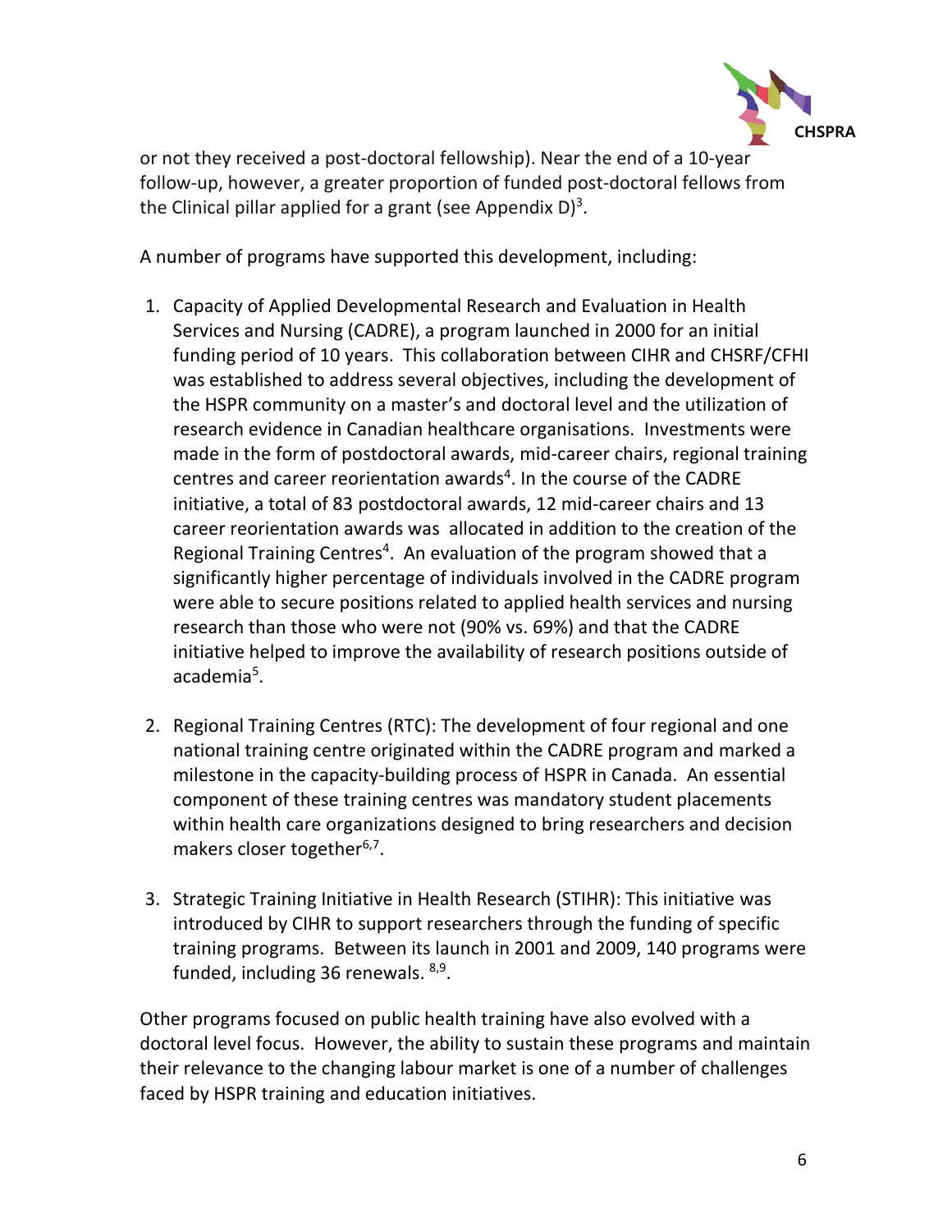or not they received a post-doctoral fellowship). Near the end of a 10-year follow-up, however, a greater proportion of funded post-doctoral fellows from the Clinical pillar applied for a grant (see Appendix D)[3].

A number of programs have supported this development, including:

1. Capacity of Applied Developmental Research and Evaluation in Health Services and Nursing (CADRE), a program launched in 2000 for an initial funding period of 10 years. This collaboration between CIHR and CHSRF/CFHI was established to address several objectives, including the development of the HSPR community on a master's and doctoral level and the utilization of research evidence in Canadian healthcare organisations. Investments were made in the form of postdoctoral awards, mid-career chairs, regional training centres and career reorientation awards[4]. In the course of the CADRE initiative, a total of 83 postdoctoral awards, 12 mid-career chairs and 13 career reorientation awards was allocated in addition to the creation of the Regional Training Centres[4]. An evaluation of the program showed that a significantly higher percentage of individuals involved in the CADRE program were able to secure positions related to applied health services and nursing research than those who were not (90% vs. 69%) and that the CADRE initiative helped to improve the availability of research positions outside of academia[5].

2. Regional Training Centres (RTC): The development of four regional and one national training centre originated within the CADRE program and marked a milestone in the capacity-building process of HSPR in Canada. An essential component of these training centres was mandatory student placements within health care organizations designed to bring researchers and decision makers closer together[6,7].

3. Strategic Training Initiative in Health Research (STIHR): This initiative was introduced by CIHR to support researchers through the funding of specific training programs. Between its launch in 2001 and 2009, 140 programs were funded, including 36 renewals. [8,9].

Other programs focused on public health training have also evolved with a doctoral level focus. However, the ability to sustain these programs and maintain their relevance to the changing labour market is one of a number of challenges faced by HSPR training and education initiatives.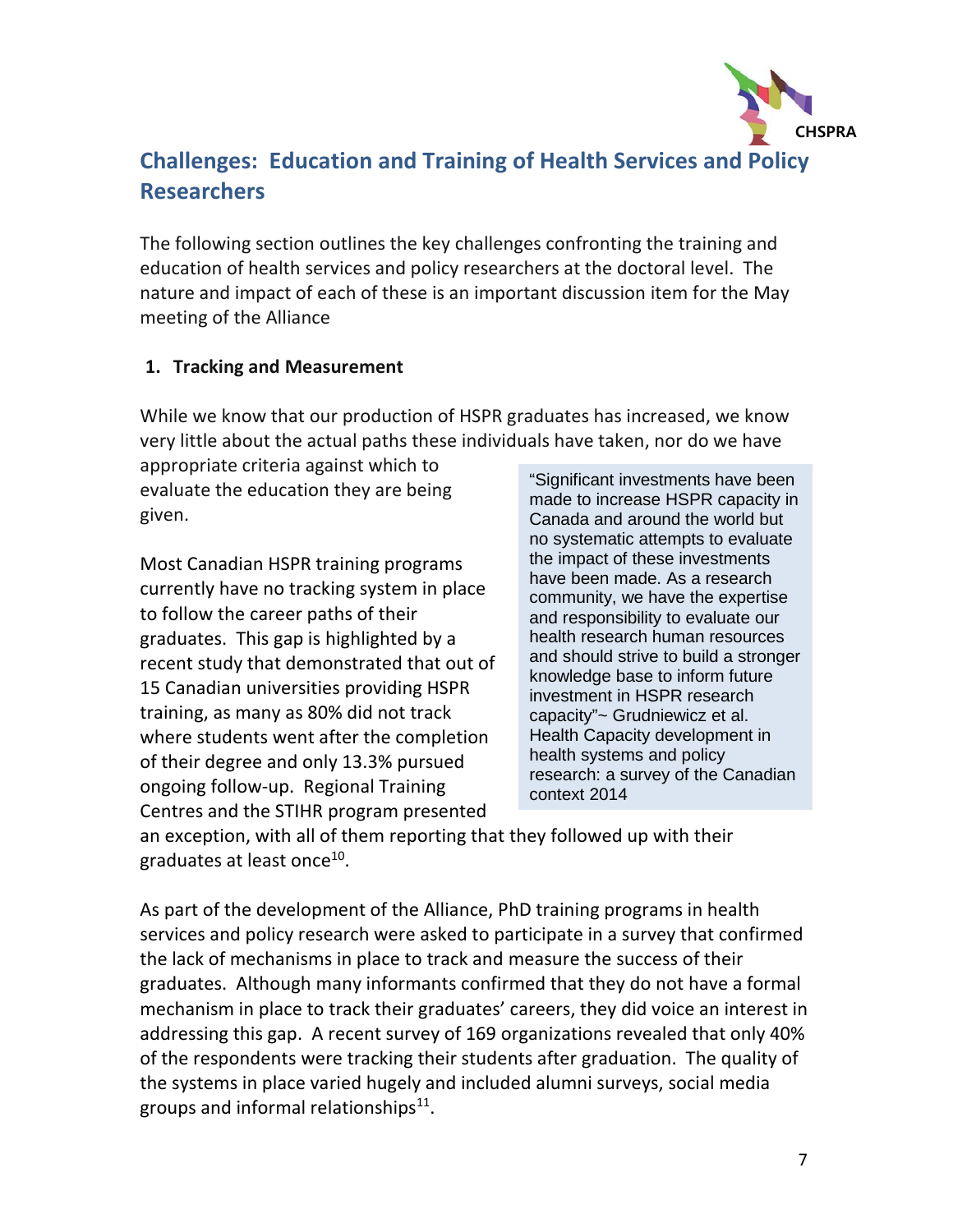## Challenges: Education and Training of Health Services and Policy Researchers

The following section outlines the key challenges confronting the training and education of health services and policy researchers at the doctoral level. The nature and impact of each of these is an important discussion item for the May meeting of the Alliance

### 1. Tracking and Measurement

While we know that our production of HSPR graduates has increased, we know very little about the actual paths these individuals have taken, nor do we have appropriate criteria against which to evaluate the education they are being given.

> "Significant investments have been made to increase HSPR capacity in Canada and around the world but no systematic attempts to evaluate the impact of these investments have been made. As a research community, we have the expertise and responsibility to evaluate our health research human resources and should strive to build a stronger knowledge base to inform future investment in HSPR research capacity"~ Grudniewicz et al. Health Capacity development in health systems and policy research: a survey of the Canadian context 2014

Most Canadian HSPR training programs currently have no tracking system in place to follow the career paths of their graduates. This gap is highlighted by a recent study that demonstrated that out of 15 Canadian universities providing HSPR training, as many as 80% did not track where students went after the completion of their degree and only 13.3% pursued ongoing follow-up. Regional Training Centres and the STIHR program presented an exception, with all of them reporting that they followed up with their graduates at least once[10].

As part of the development of the Alliance, PhD training programs in health services and policy research were asked to participate in a survey that confirmed the lack of mechanisms in place to track and measure the success of their graduates. Although many informants confirmed that they do not have a formal mechanism in place to track their graduates' careers, they did voice an interest in addressing this gap. A recent survey of 169 organizations revealed that only 40% of the respondents were tracking their students after graduation. The quality of the systems in place varied hugely and included alumni surveys, social media groups and informal relationships[11].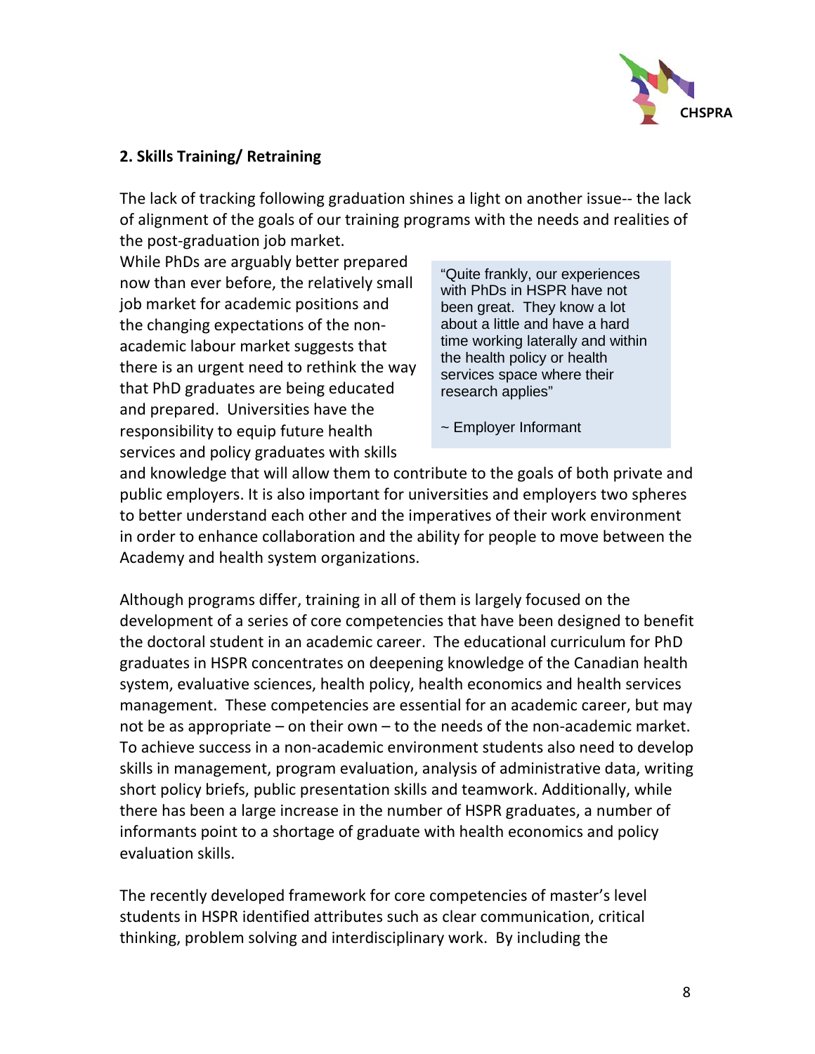## 2. Skills Training/ Retraining

The lack of tracking following graduation shines a light on another issue-- the lack of alignment of the goals of our training programs with the needs and realities of the post-graduation job market.

While PhDs are arguably better prepared now than ever before, the relatively small job market for academic positions and the changing expectations of the non-academic labour market suggests that there is an urgent need to rethink the way that PhD graduates are being educated and prepared. Universities have the responsibility to equip future health services and policy graduates with skills and knowledge that will allow them to contribute to the goals of both private and public employers. It is also important for universities and employers two spheres to better understand each other and the imperatives of their work environment in order to enhance collaboration and the ability for people to move between the Academy and health system organizations.

> "Quite frankly, our experiences with PhDs in HSPR have not been great. They know a lot about a little and have a hard time working laterally and within the health policy or health services space where their research applies"
>
> ~ Employer Informant

Although programs differ, training in all of them is largely focused on the development of a series of core competencies that have been designed to benefit the doctoral student in an academic career. The educational curriculum for PhD graduates in HSPR concentrates on deepening knowledge of the Canadian health system, evaluative sciences, health policy, health economics and health services management. These competencies are essential for an academic career, but may not be as appropriate – on their own – to the needs of the non-academic market. To achieve success in a non-academic environment students also need to develop skills in management, program evaluation, analysis of administrative data, writing short policy briefs, public presentation skills and teamwork. Additionally, while there has been a large increase in the number of HSPR graduates, a number of informants point to a shortage of graduate with health economics and policy evaluation skills.

The recently developed framework for core competencies of master's level students in HSPR identified attributes such as clear communication, critical thinking, problem solving and interdisciplinary work. By including the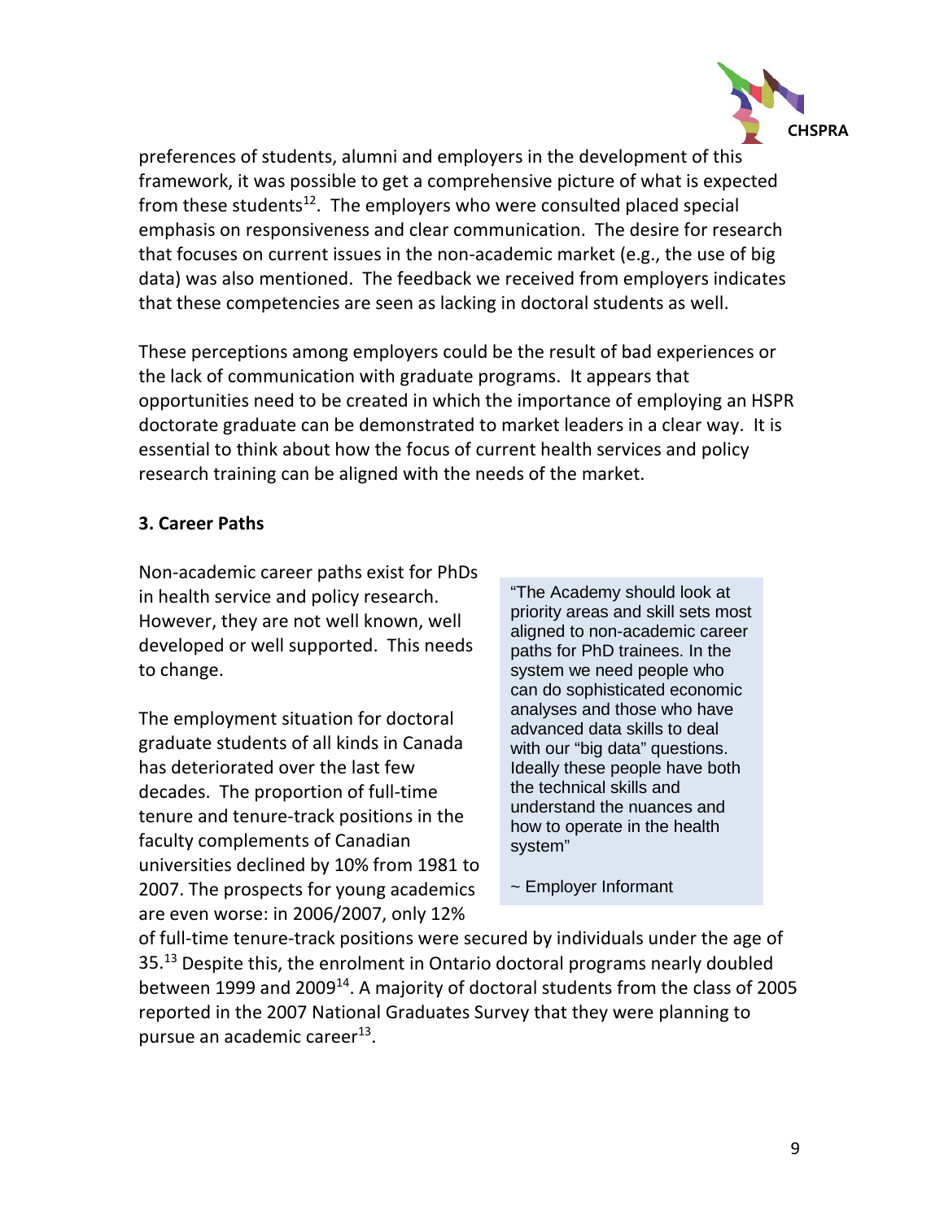preferences of students, alumni and employers in the development of this framework, it was possible to get a comprehensive picture of what is expected from these students[12]. The employers who were consulted placed special emphasis on responsiveness and clear communication. The desire for research that focuses on current issues in the non-academic market (e.g., the use of big data) was also mentioned. The feedback we received from employers indicates that these competencies are seen as lacking in doctoral students as well.

These perceptions among employers could be the result of bad experiences or the lack of communication with graduate programs. It appears that opportunities need to be created in which the importance of employing an HSPR doctorate graduate can be demonstrated to market leaders in a clear way. It is essential to think about how the focus of current health services and policy research training can be aligned with the needs of the market.

**3. Career Paths**

Non-academic career paths exist for PhDs in health service and policy research. However, they are not well known, well developed or well supported. This needs to change.

> "The Academy should look at priority areas and skill sets most aligned to non-academic career paths for PhD trainees. In the system we need people who can do sophisticated economic analyses and those who have advanced data skills to deal with our "big data" questions. Ideally these people have both the technical skills and understand the nuances and how to operate in the health system"
>
> ~ Employer Informant

The employment situation for doctoral graduate students of all kinds in Canada has deteriorated over the last few decades. The proportion of full-time tenure and tenure-track positions in the faculty complements of Canadian universities declined by 10% from 1981 to 2007. The prospects for young academics are even worse: in 2006/2007, only 12% of full-time tenure-track positions were secured by individuals under the age of 35.[13] Despite this, the enrolment in Ontario doctoral programs nearly doubled between 1999 and 2009[14]. A majority of doctoral students from the class of 2005 reported in the 2007 National Graduates Survey that they were planning to pursue an academic career[13].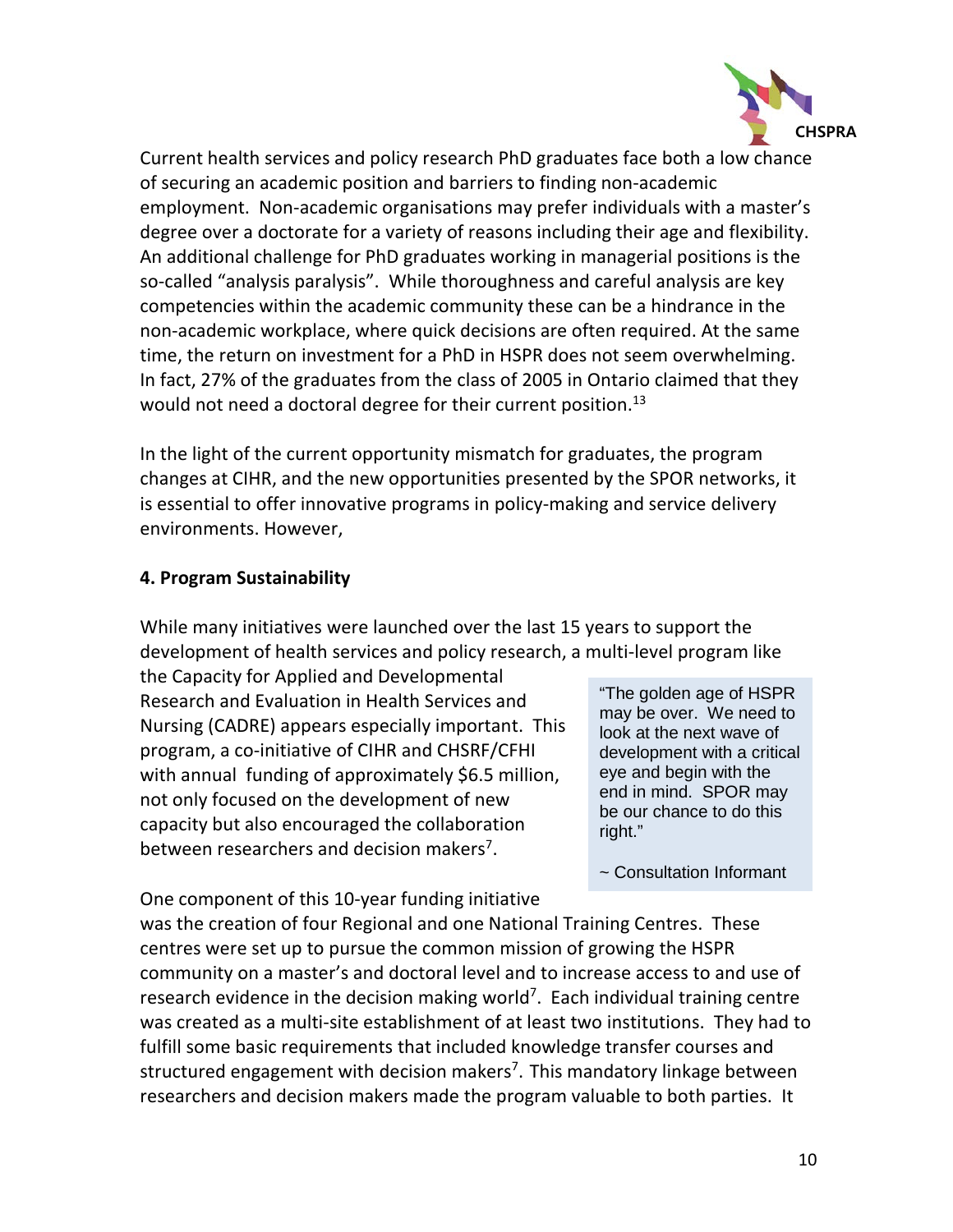Current health services and policy research PhD graduates face both a low chance of securing an academic position and barriers to finding non-academic employment. Non-academic organisations may prefer individuals with a master's degree over a doctorate for a variety of reasons including their age and flexibility. An additional challenge for PhD graduates working in managerial positions is the so-called "analysis paralysis". While thoroughness and careful analysis are key competencies within the academic community these can be a hindrance in the non-academic workplace, where quick decisions are often required. At the same time, the return on investment for a PhD in HSPR does not seem overwhelming. In fact, 27% of the graduates from the class of 2005 in Ontario claimed that they would not need a doctoral degree for their current position.[13]

In the light of the current opportunity mismatch for graduates, the program changes at CIHR, and the new opportunities presented by the SPOR networks, it is essential to offer innovative programs in policy-making and service delivery environments. However,

**4. Program Sustainability**

While many initiatives were launched over the last 15 years to support the development of health services and policy research, a multi-level program like the Capacity for Applied and Developmental Research and Evaluation in Health Services and Nursing (CADRE) appears especially important. This program, a co-initiative of CIHR and CHSRF/CFHI with annual funding of approximately $6.5 million, not only focused on the development of new capacity but also encouraged the collaboration between researchers and decision makers[7].

> "The golden age of HSPR may be over. We need to look at the next wave of development with a critical eye and begin with the end in mind. SPOR may be our chance to do this right."
>
> ~ Consultation Informant

One component of this 10-year funding initiative was the creation of four Regional and one National Training Centres. These centres were set up to pursue the common mission of growing the HSPR community on a master's and doctoral level and to increase access to and use of research evidence in the decision making world[7]. Each individual training centre was created as a multi-site establishment of at least two institutions. They had to fulfill some basic requirements that included knowledge transfer courses and structured engagement with decision makers[7]. This mandatory linkage between researchers and decision makers made the program valuable to both parties. It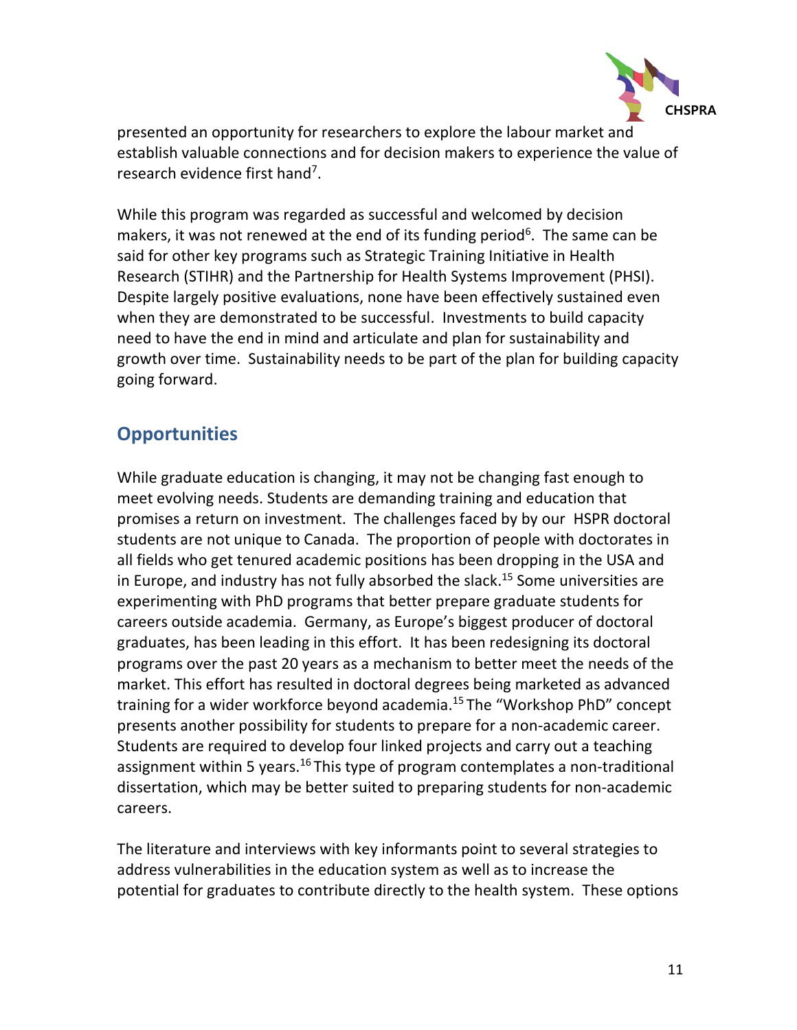presented an opportunity for researchers to explore the labour market and establish valuable connections and for decision makers to experience the value of research evidence first hand[7].

While this program was regarded as successful and welcomed by decision makers, it was not renewed at the end of its funding period[6]. The same can be said for other key programs such as Strategic Training Initiative in Health Research (STIHR) and the Partnership for Health Systems Improvement (PHSI). Despite largely positive evaluations, none have been effectively sustained even when they are demonstrated to be successful. Investments to build capacity need to have the end in mind and articulate and plan for sustainability and growth over time. Sustainability needs to be part of the plan for building capacity going forward.

## Opportunities

While graduate education is changing, it may not be changing fast enough to meet evolving needs. Students are demanding training and education that promises a return on investment. The challenges faced by by our HSPR doctoral students are not unique to Canada. The proportion of people with doctorates in all fields who get tenured academic positions has been dropping in the USA and in Europe, and industry has not fully absorbed the slack.[15] Some universities are experimenting with PhD programs that better prepare graduate students for careers outside academia. Germany, as Europe's biggest producer of doctoral graduates, has been leading in this effort. It has been redesigning its doctoral programs over the past 20 years as a mechanism to better meet the needs of the market. This effort has resulted in doctoral degrees being marketed as advanced training for a wider workforce beyond academia.[15] The "Workshop PhD" concept presents another possibility for students to prepare for a non-academic career. Students are required to develop four linked projects and carry out a teaching assignment within 5 years.[16] This type of program contemplates a non-traditional dissertation, which may be better suited to preparing students for non-academic careers.

The literature and interviews with key informants point to several strategies to address vulnerabilities in the education system as well as to increase the potential for graduates to contribute directly to the health system. These options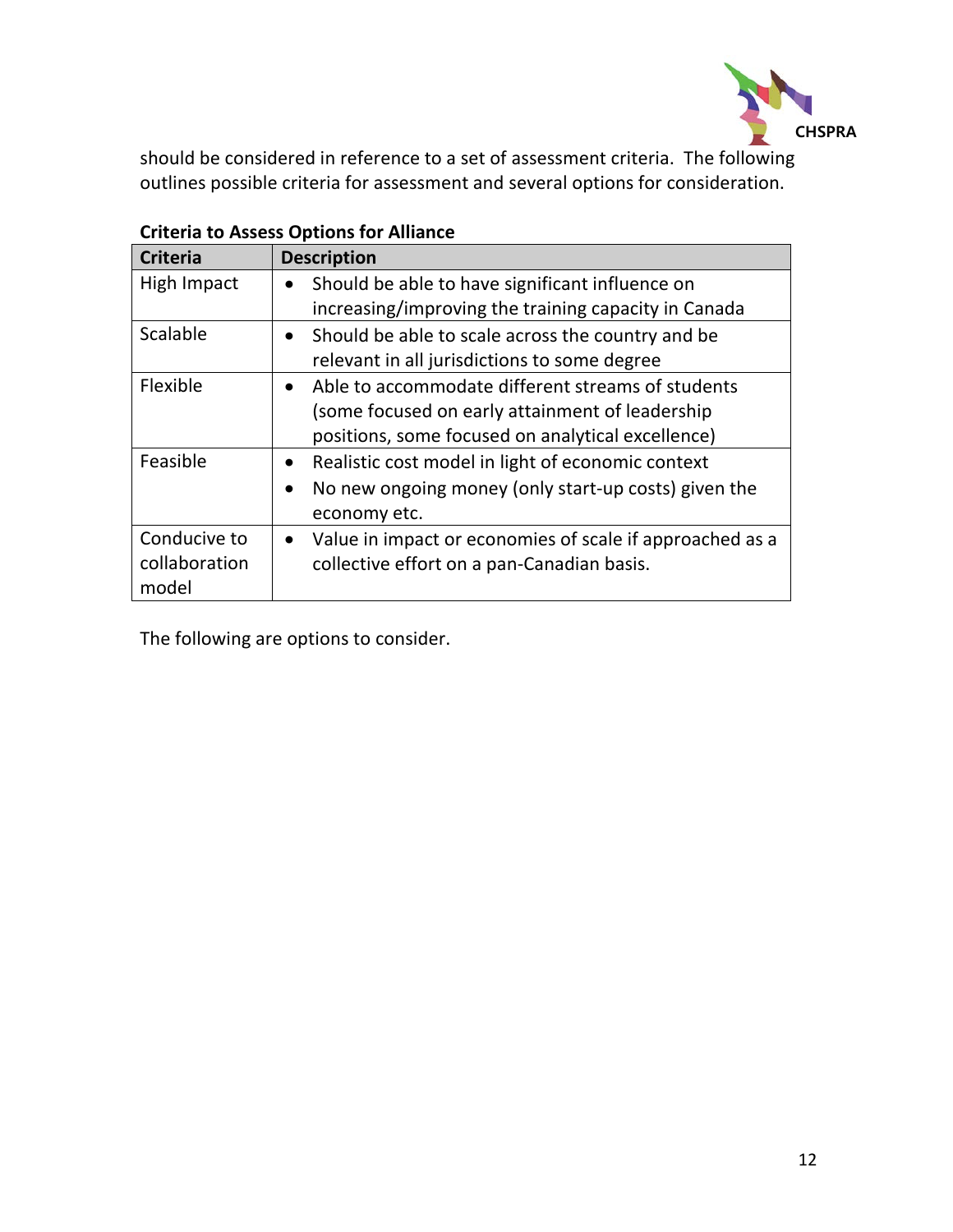should be considered in reference to a set of assessment criteria. The following outlines possible criteria for assessment and several options for consideration.

**Criteria to Assess Options for Alliance**

| Criteria | Description |
|---|---|
| High Impact | • Should be able to have significant influence on increasing/improving the training capacity in Canada |
| Scalable | • Should be able to scale across the country and be relevant in all jurisdictions to some degree |
| Flexible | • Able to accommodate different streams of students (some focused on early attainment of leadership positions, some focused on analytical excellence) |
| Feasible | • Realistic cost model in light of economic context<br>• No new ongoing money (only start-up costs) given the economy etc. |
| Conducive to collaboration model | • Value in impact or economies of scale if approached as a collective effort on a pan-Canadian basis. |

The following are options to consider.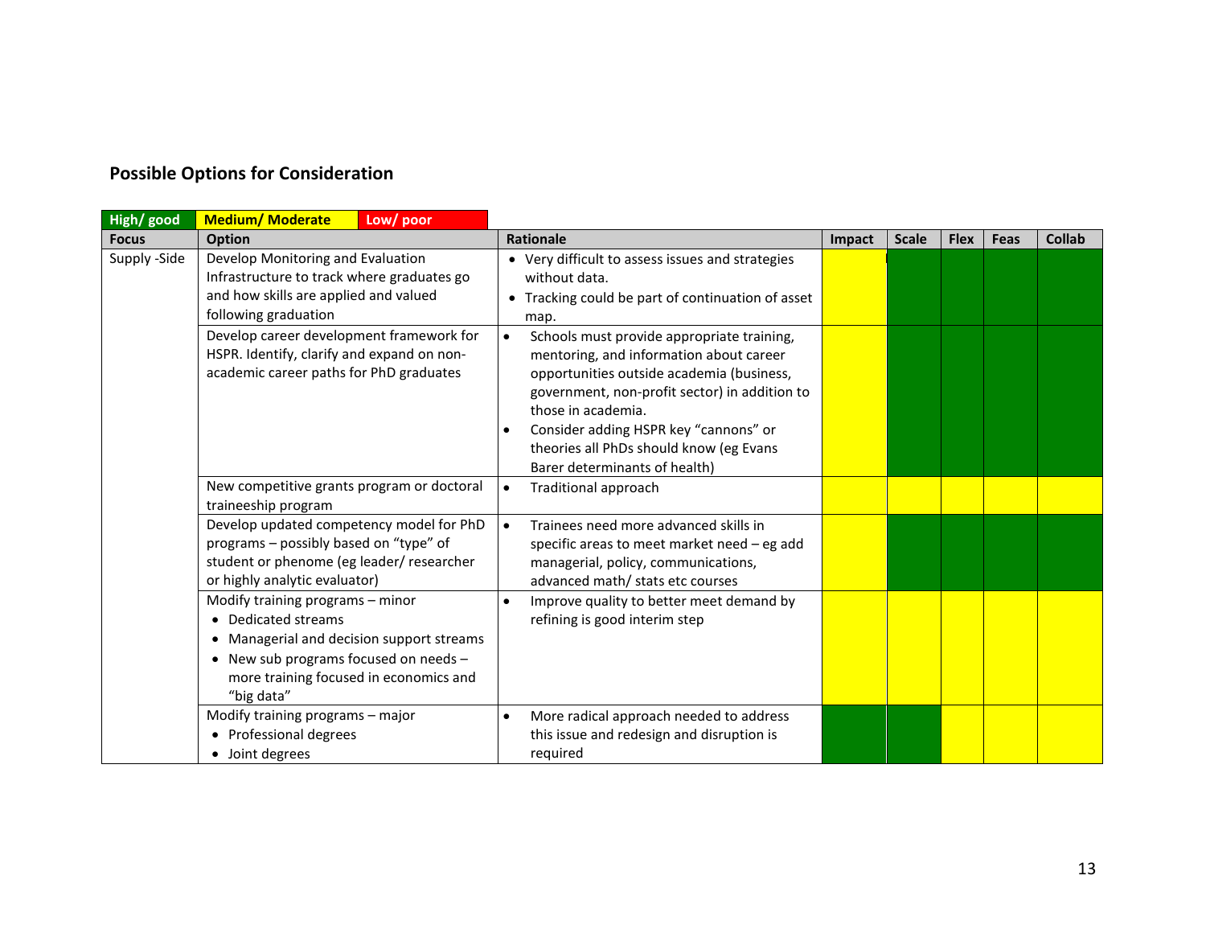## Possible Options for Consideration

| High/ good | Medium/ Moderate | Low/ poor |
|---|---|---|

| Focus | Option | Rationale | Impact | Scale | Flex | Feas | Collab |
|---|---|---|---|---|---|---|---|
| Supply -Side | Develop Monitoring and Evaluation Infrastructure to track where graduates go and how skills are applied and valued following graduation | • Very difficult to assess issues and strategies without data.<br>• Tracking could be part of continuation of asset map. | Medium/ Moderate | High/ good | High/ good | High/ good | High/ good |
| | Develop career development framework for HSPR. Identify, clarify and expand on non-academic career paths for PhD graduates | • Schools must provide appropriate training, mentoring, and information about career opportunities outside academia (business, government, non-profit sector) in addition to those in academia.<br>• Consider adding HSPR key "cannons" or theories all PhDs should know (eg Evans Barer determinants of health) | Medium/ Moderate | High/ good | High/ good | High/ good | High/ good |
| | New competitive grants program or doctoral traineeship program | • Traditional approach | Medium/ Moderate | Medium/ Moderate | Medium/ Moderate | Medium/ Moderate | Medium/ Moderate |
| | Develop updated competency model for PhD programs – possibly based on "type" of student or phenome (eg leader/ researcher or highly analytic evaluator) | • Trainees need more advanced skills in specific areas to meet market need – eg add managerial, policy, communications, advanced math/ stats etc courses | Medium/ Moderate | High/ good | High/ good | High/ good | High/ good |
| | Modify training programs – minor<br>• Dedicated streams<br>• Managerial and decision support streams<br>• New sub programs focused on needs – more training focused in economics and "big data" | • Improve quality to better meet demand by refining is good interim step | Medium/ Moderate | Medium/ Moderate | Medium/ Moderate | Medium/ Moderate | Medium/ Moderate |
| | Modify training programs – major<br>• Professional degrees<br>• Joint degrees | • More radical approach needed to address this issue and redesign and disruption is required | High/ good | High/ good | Medium/ Moderate | Medium/ Moderate | Medium/ Moderate |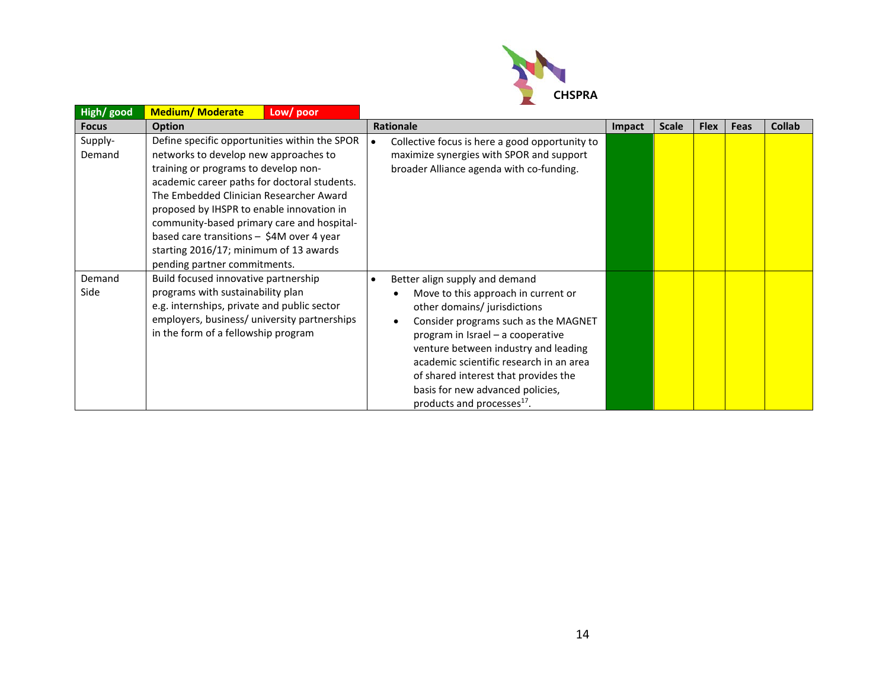| High/ good | Medium/ Moderate | Low/ poor |
|---|---|---|

| Focus | Option | Rationale | Impact | Scale | Flex | Feas | Collab |
|---|---|---|---|---|---|---|---|
| Supply-Demand | Define specific opportunities within the SPOR networks to develop new approaches to training or programs to develop non-academic career paths for doctoral students. The Embedded Clinician Researcher Award proposed by IHSPR to enable innovation in community-based primary care and hospital-based care transitions – $4M over 4 year starting 2016/17; minimum of 13 awards pending partner commitments. | • Collective focus is here a good opportunity to maximize synergies with SPOR and support broader Alliance agenda with co-funding. | High/ good | Medium/ Moderate | Medium/ Moderate | Medium/ Moderate | Medium/ Moderate |
| Demand Side | Build focused innovative partnership programs with sustainability plan e.g. internships, private and public sector employers, business/ university partnerships in the form of a fellowship program | • Better align supply and demand<br>  • Move to this approach in current or other domains/ jurisdictions<br>  • Consider programs such as the MAGNET program in Israel – a cooperative venture between industry and leading academic scientific research in an area of shared interest that provides the basis for new advanced policies, products and processes[17]. | High/ good | Medium/ Moderate | Medium/ Moderate | Medium/ Moderate | Medium/ Moderate |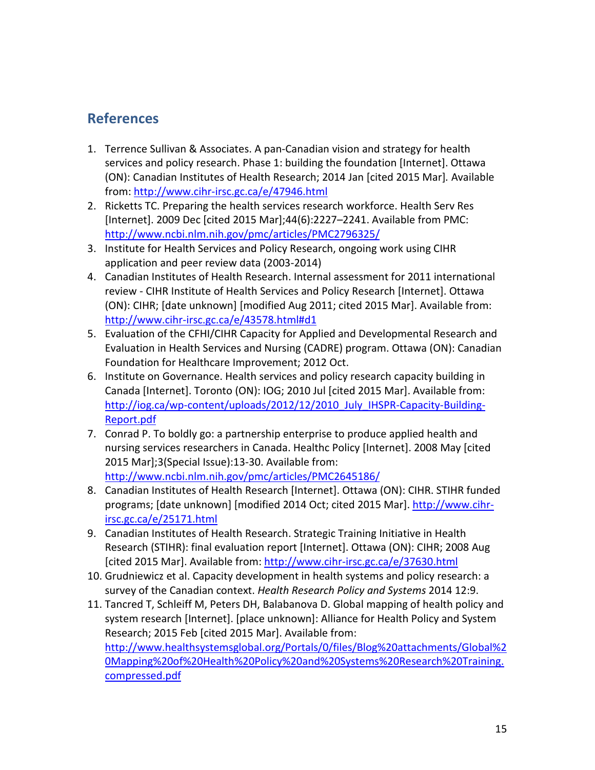## References

1. Terrence Sullivan & Associates. A pan-Canadian vision and strategy for health services and policy research. Phase 1: building the foundation [Internet]. Ottawa (ON): Canadian Institutes of Health Research; 2014 Jan [cited 2015 Mar]. Available from: http://www.cihr-irsc.gc.ca/e/47946.html
2. Ricketts TC. Preparing the health services research workforce. Health Serv Res [Internet]. 2009 Dec [cited 2015 Mar];44(6):2227–2241. Available from PMC: http://www.ncbi.nlm.nih.gov/pmc/articles/PMC2796325/
3. Institute for Health Services and Policy Research, ongoing work using CIHR application and peer review data (2003-2014)
4. Canadian Institutes of Health Research. Internal assessment for 2011 international review - CIHR Institute of Health Services and Policy Research [Internet]. Ottawa (ON): CIHR; [date unknown] [modified Aug 2011; cited 2015 Mar]. Available from: http://www.cihr-irsc.gc.ca/e/43578.html#d1
5. Evaluation of the CFHI/CIHR Capacity for Applied and Developmental Research and Evaluation in Health Services and Nursing (CADRE) program. Ottawa (ON): Canadian Foundation for Healthcare Improvement; 2012 Oct.
6. Institute on Governance. Health services and policy research capacity building in Canada [Internet]. Toronto (ON): IOG; 2010 Jul [cited 2015 Mar]. Available from: http://iog.ca/wp-content/uploads/2012/12/2010_July_IHSPR-Capacity-Building-Report.pdf
7. Conrad P. To boldly go: a partnership enterprise to produce applied health and nursing services researchers in Canada. Healthc Policy [Internet]. 2008 May [cited 2015 Mar];3(Special Issue):13-30. Available from: http://www.ncbi.nlm.nih.gov/pmc/articles/PMC2645186/
8. Canadian Institutes of Health Research [Internet]. Ottawa (ON): CIHR. STIHR funded programs; [date unknown] [modified 2014 Oct; cited 2015 Mar]. http://www.cihr-irsc.gc.ca/e/25171.html
9. Canadian Institutes of Health Research. Strategic Training Initiative in Health Research (STIHR): final evaluation report [Internet]. Ottawa (ON): CIHR; 2008 Aug [cited 2015 Mar]. Available from: http://www.cihr-irsc.gc.ca/e/37630.html
10. Grudniewicz et al. Capacity development in health systems and policy research: a survey of the Canadian context. *Health Research Policy and Systems* 2014 12:9.
11. Tancred T, Schleiff M, Peters DH, Balabanova D. Global mapping of health policy and system research [Internet]. [place unknown]: Alliance for Health Policy and System Research; 2015 Feb [cited 2015 Mar]. Available from: http://www.healthsystemsglobal.org/Portals/0/files/Blog%20attachments/Global%20Mapping%20of%20Health%20Policy%20and%20Systems%20Research%20Training.compressed.pdf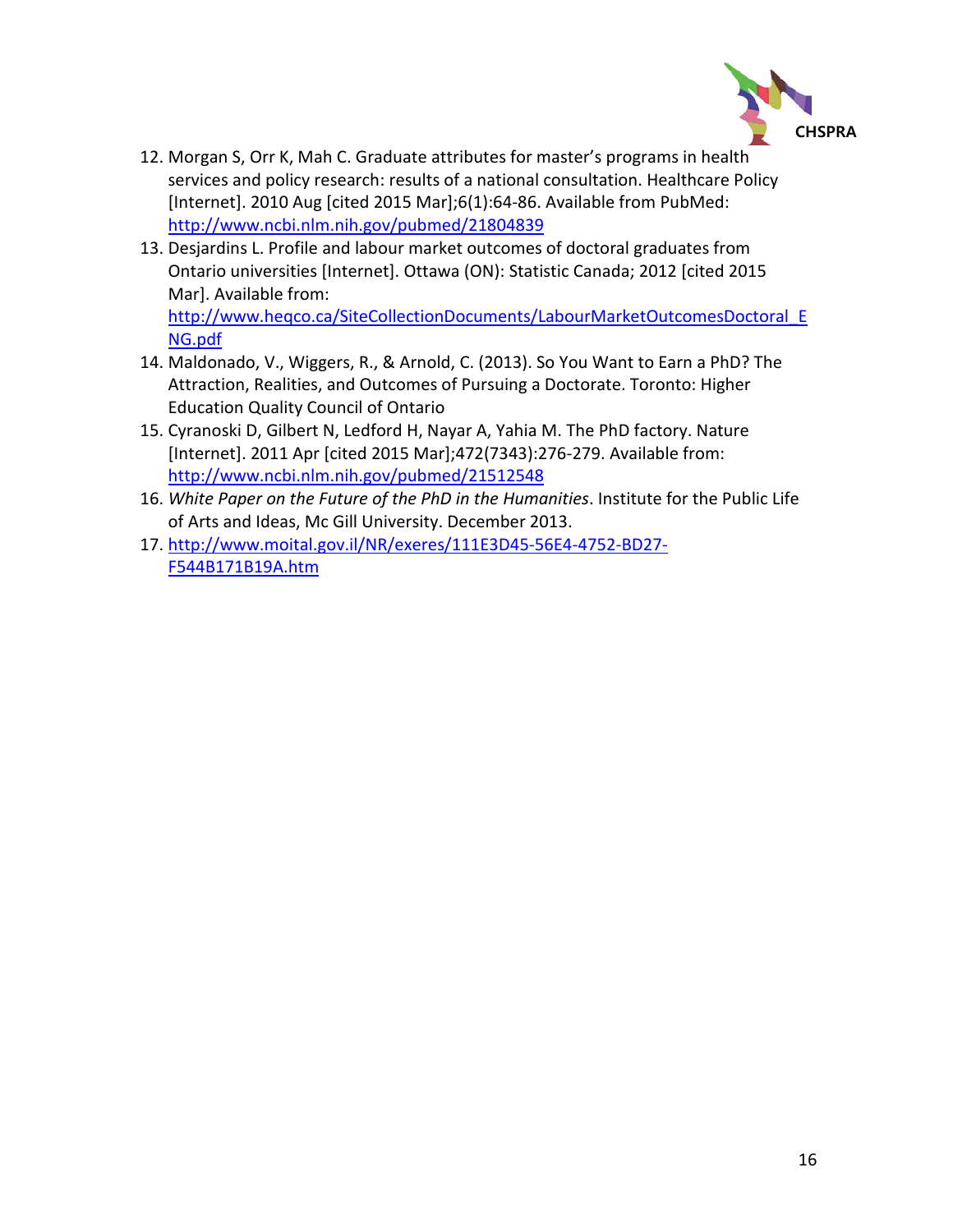12. Morgan S, Orr K, Mah C. Graduate attributes for master's programs in health services and policy research: results of a national consultation. Healthcare Policy [Internet]. 2010 Aug [cited 2015 Mar];6(1):64-86. Available from PubMed: http://www.ncbi.nlm.nih.gov/pubmed/21804839
13. Desjardins L. Profile and labour market outcomes of doctoral graduates from Ontario universities [Internet]. Ottawa (ON): Statistic Canada; 2012 [cited 2015 Mar]. Available from: http://www.heqco.ca/SiteCollectionDocuments/LabourMarketOutcomesDoctoral_ENG.pdf
14. Maldonado, V., Wiggers, R., & Arnold, C. (2013). So You Want to Earn a PhD? The Attraction, Realities, and Outcomes of Pursuing a Doctorate. Toronto: Higher Education Quality Council of Ontario
15. Cyranoski D, Gilbert N, Ledford H, Nayar A, Yahia M. The PhD factory. Nature [Internet]. 2011 Apr [cited 2015 Mar];472(7343):276-279. Available from: http://www.ncbi.nlm.nih.gov/pubmed/21512548
16. *White Paper on the Future of the PhD in the Humanities*. Institute for the Public Life of Arts and Ideas, Mc Gill University. December 2013.
17. http://www.moital.gov.il/NR/exeres/111E3D45-56E4-4752-BD27-F544B171B19A.htm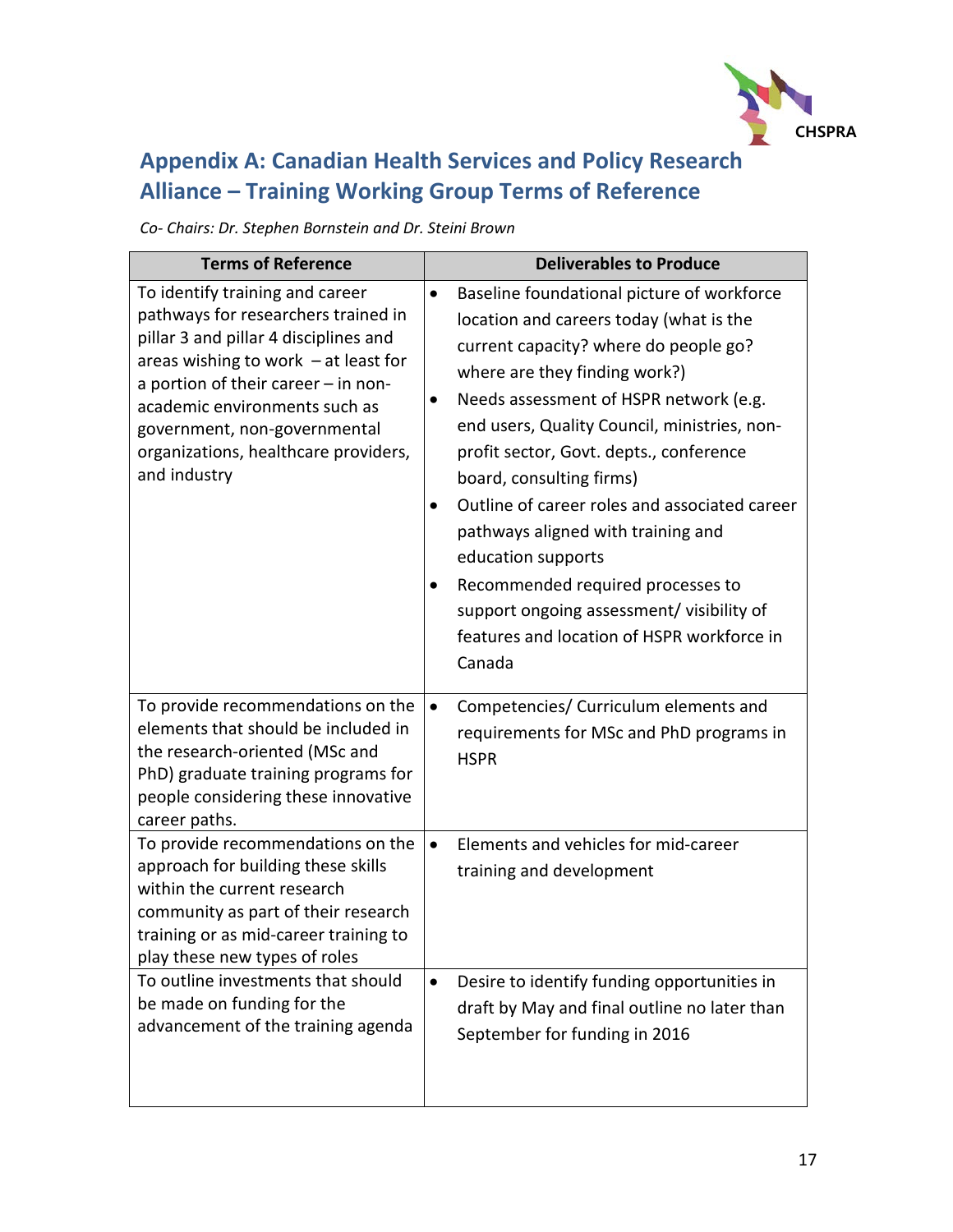## Appendix A: Canadian Health Services and Policy Research Alliance – Training Working Group Terms of Reference

*Co- Chairs: Dr. Stephen Bornstein and Dr. Steini Brown*

| Terms of Reference | Deliverables to Produce |
|---|---|
| To identify training and career pathways for researchers trained in pillar 3 and pillar 4 disciplines and areas wishing to work – at least for a portion of their career – in non-academic environments such as government, non-governmental organizations, healthcare providers, and industry | • Baseline foundational picture of workforce location and careers today (what is the current capacity? where do people go? where are they finding work?)<br>• Needs assessment of HSPR network (e.g. end users, Quality Council, ministries, non-profit sector, Govt. depts., conference board, consulting firms)<br>• Outline of career roles and associated career pathways aligned with training and education supports<br>• Recommended required processes to support ongoing assessment/ visibility of features and location of HSPR workforce in Canada |
| To provide recommendations on the elements that should be included in the research-oriented (MSc and PhD) graduate training programs for people considering these innovative career paths. | • Competencies/ Curriculum elements and requirements for MSc and PhD programs in HSPR |
| To provide recommendations on the approach for building these skills within the current research community as part of their research training or as mid-career training to play these new types of roles | • Elements and vehicles for mid-career training and development |
| To outline investments that should be made on funding for the advancement of the training agenda | • Desire to identify funding opportunities in draft by May and final outline no later than September for funding in 2016 |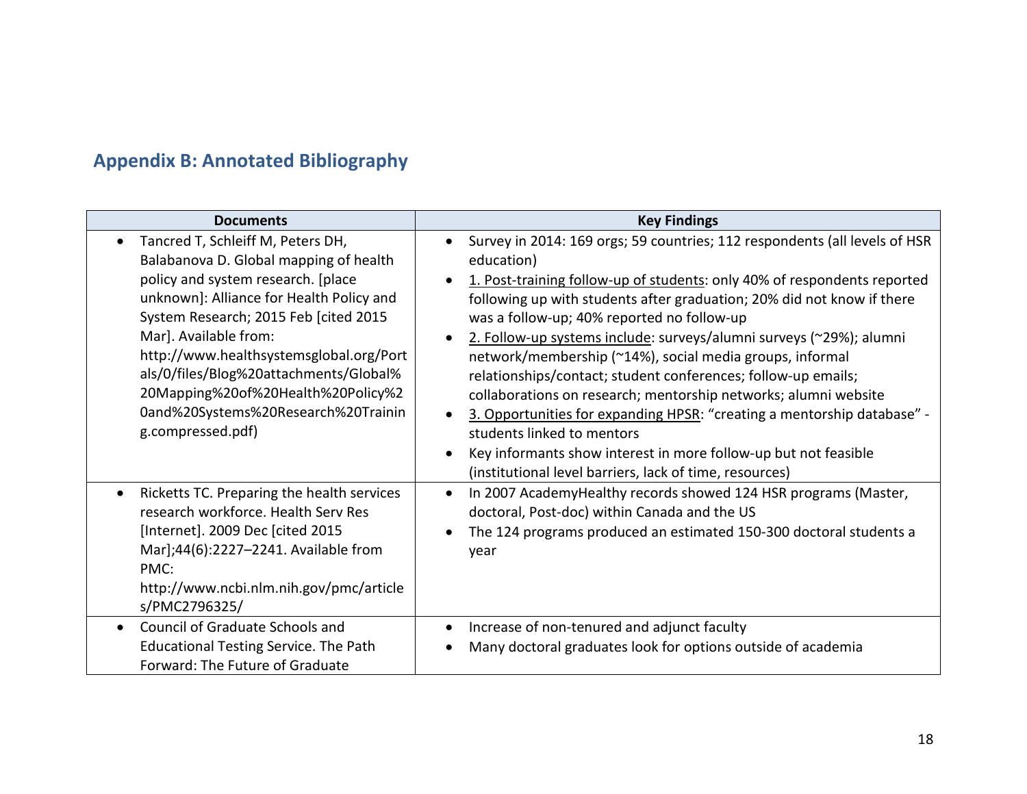## Appendix B: Annotated Bibliography

| Documents | Key Findings |
| --- | --- |
| • Tancred T, Schleiff M, Peters DH, Balabanova D. Global mapping of health policy and system research. [place unknown]: Alliance for Health Policy and System Research; 2015 Feb [cited 2015 Mar]. Available from: http://www.healthsystemsglobal.org/Portals/0/files/Blog%20attachments/Global%20Mapping%20of%20Health%20Policy%20and%20Systems%20Research%20Training.compressed.pdf) | • Survey in 2014: 169 orgs; 59 countries; 112 respondents (all levels of HSR education)<br>• 1. Post-training follow-up of students: only 40% of respondents reported following up with students after graduation; 20% did not know if there was a follow-up; 40% reported no follow-up<br>• 2. Follow-up systems include: surveys/alumni surveys (~29%); alumni network/membership (~14%), social media groups, informal relationships/contact; student conferences; follow-up emails; collaborations on research; mentorship networks; alumni website<br>• 3. Opportunities for expanding HPSR: "creating a mentorship database" - students linked to mentors<br>• Key informants show interest in more follow-up but not feasible (institutional level barriers, lack of time, resources) |
| • Ricketts TC. Preparing the health services research workforce. Health Serv Res [Internet]. 2009 Dec [cited 2015 Mar];44(6):2227–2241. Available from PMC: http://www.ncbi.nlm.nih.gov/pmc/articles/PMC2796325/ | • In 2007 AcademyHealthy records showed 124 HSR programs (Master, doctoral, Post-doc) within Canada and the US<br>• The 124 programs produced an estimated 150-300 doctoral students a year |
| • Council of Graduate Schools and Educational Testing Service. The Path Forward: The Future of Graduate | • Increase of non-tenured and adjunct faculty<br>• Many doctoral graduates look for options outside of academia |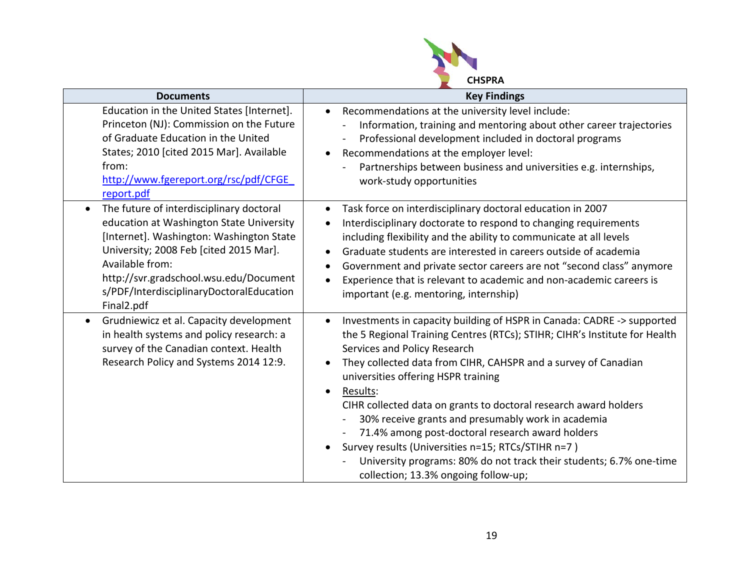| Documents | Key Findings |
|---|---|
| Education in the United States [Internet]. Princeton (NJ): Commission on the Future of Graduate Education in the United States; 2010 [cited 2015 Mar]. Available from: http://www.fgereport.org/rsc/pdf/CFGE_report.pdf | • Recommendations at the university level include:<br>- Information, training and mentoring about other career trajectories<br>- Professional development included in doctoral programs<br>• Recommendations at the employer level:<br>- Partnerships between business and universities e.g. internships, work-study opportunities |
| • The future of interdisciplinary doctoral education at Washington State University [Internet]. Washington: Washington State University; 2008 Feb [cited 2015 Mar]. Available from: http://svr.gradschool.wsu.edu/Documents/PDF/InterdisciplinaryDoctoralEducationFinal2.pdf | • Task force on interdisciplinary doctoral education in 2007<br>• Interdisciplinary doctorate to respond to changing requirements including flexibility and the ability to communicate at all levels<br>• Graduate students are interested in careers outside of academia<br>• Government and private sector careers are not "second class" anymore<br>• Experience that is relevant to academic and non-academic careers is important (e.g. mentoring, internship) |
| • Grudniewicz et al. Capacity development in health systems and policy research: a survey of the Canadian context. Health Research Policy and Systems 2014 12:9. | • Investments in capacity building of HSPR in Canada: CADRE -> supported the 5 Regional Training Centres (RTCs); STIHR; CIHR's Institute for Health Services and Policy Research<br>• They collected data from CIHR, CAHSPR and a survey of Canadian universities offering HSPR training<br>• Results:<br>CIHR collected data on grants to doctoral research award holders<br>- 30% receive grants and presumably work in academia<br>- 71.4% among post-doctoral research award holders<br>• Survey results (Universities n=15; RTCs/STIHR n=7 )<br>- University programs: 80% do not track their students; 6.7% one-time collection; 13.3% ongoing follow-up; |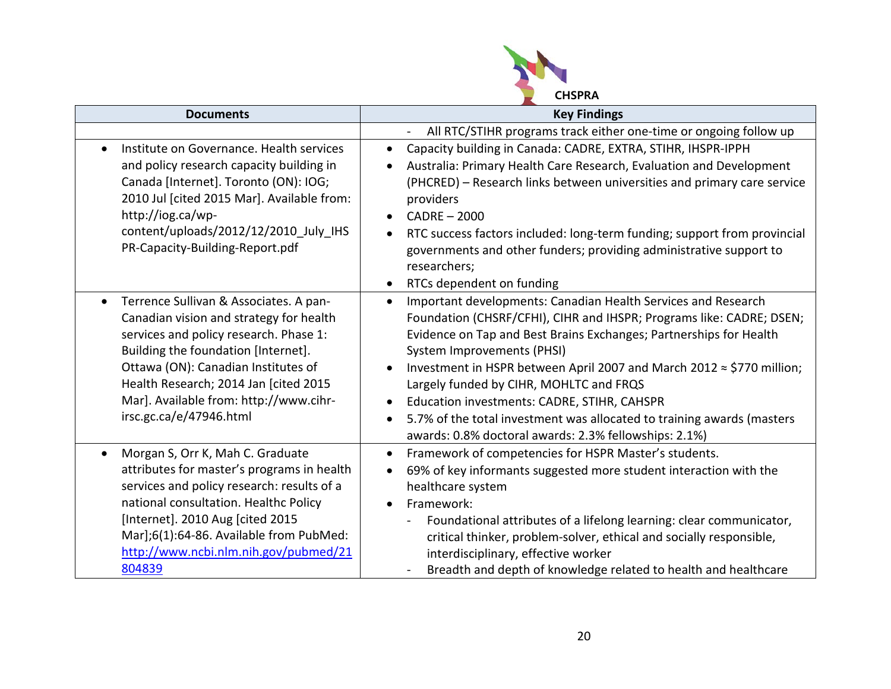| Documents | Key Findings |
|---|---|
| | - All RTC/STIHR programs track either one-time or ongoing follow up |
| • Institute on Governance. Health services and policy research capacity building in Canada [Internet]. Toronto (ON): IOG; 2010 Jul [cited 2015 Mar]. Available from: http://iog.ca/wp-content/uploads/2012/12/2010_July_IHSPR-Capacity-Building-Report.pdf | • Capacity building in Canada: CADRE, EXTRA, STIHR, IHSPR-IPPH<br>• Australia: Primary Health Care Research, Evaluation and Development (PHCRED) – Research links between universities and primary care service providers<br>• CADRE – 2000<br>• RTC success factors included: long-term funding; support from provincial governments and other funders; providing administrative support to researchers;<br>• RTCs dependent on funding |
| • Terrence Sullivan & Associates. A pan-Canadian vision and strategy for health services and policy research. Phase 1: Building the foundation [Internet]. Ottawa (ON): Canadian Institutes of Health Research; 2014 Jan [cited 2015 Mar]. Available from: http://www.cihr-irsc.gc.ca/e/47946.html | • Important developments: Canadian Health Services and Research Foundation (CHSRF/CFHI), CIHR and IHSPR; Programs like: CADRE; DSEN; Evidence on Tap and Best Brains Exchanges; Partnerships for Health System Improvements (PHSI)<br>• Investment in HSPR between April 2007 and March 2012 ≈ $770 million; Largely funded by CIHR, MOHLTC and FRQS<br>• Education investments: CADRE, STIHR, CAHSPR<br>• 5.7% of the total investment was allocated to training awards (masters awards: 0.8% doctoral awards: 2.3% fellowships: 2.1%) |
| • Morgan S, Orr K, Mah C. Graduate attributes for master's programs in health services and policy research: results of a national consultation. Healthc Policy [Internet]. 2010 Aug [cited 2015 Mar];6(1):64-86. Available from PubMed: [http://www.ncbi.nlm.nih.gov/pubmed/21804839](http://www.ncbi.nlm.nih.gov/pubmed/21804839) | • Framework of competencies for HSPR Master's students.<br>• 69% of key informants suggested more student interaction with the healthcare system<br>• Framework:<br>- Foundational attributes of a lifelong learning: clear communicator, critical thinker, problem-solver, ethical and socially responsible, interdisciplinary, effective worker<br>- Breadth and depth of knowledge related to health and healthcare |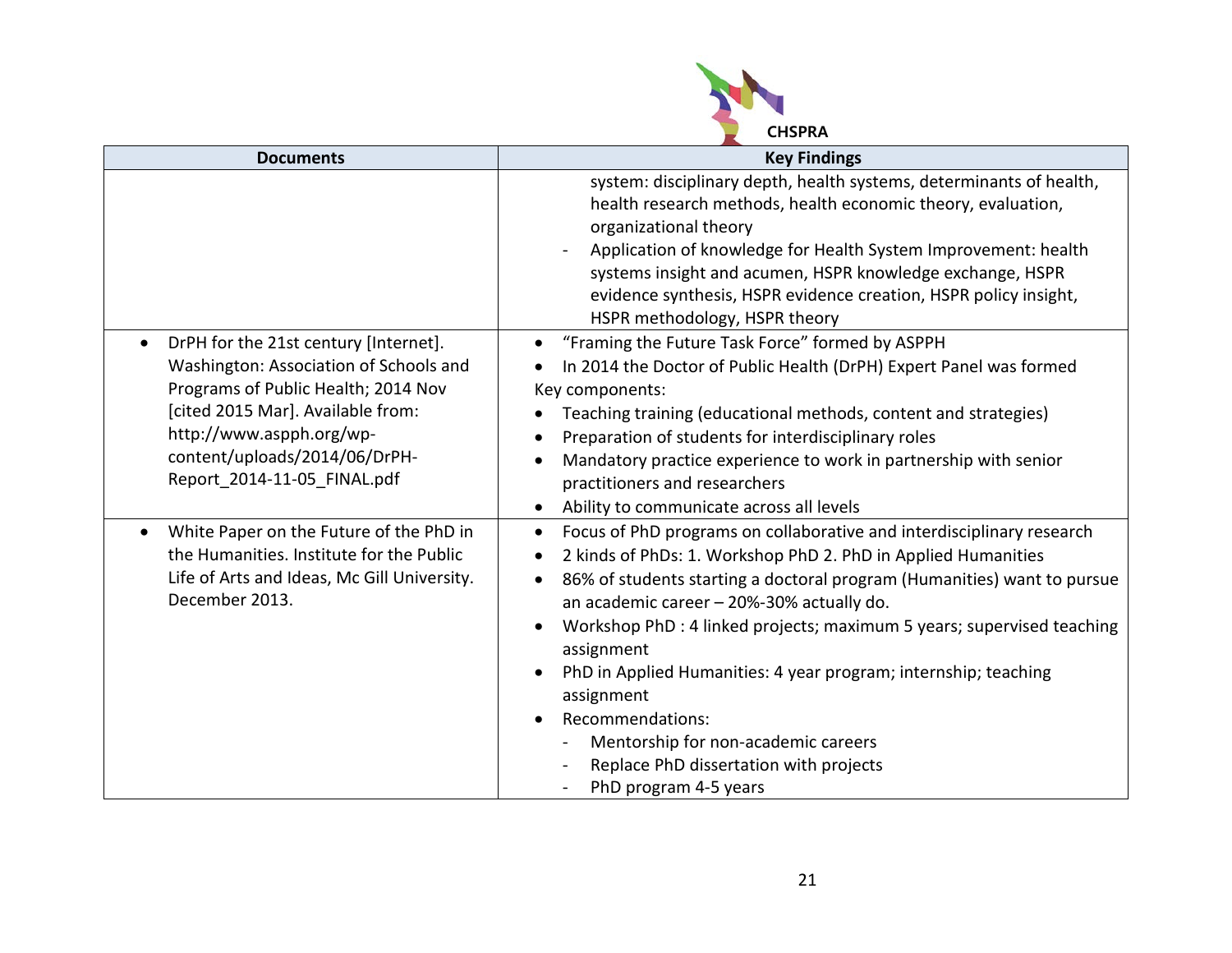| Documents | Key Findings |
|---|---|
| | system: disciplinary depth, health systems, determinants of health, health research methods, health economic theory, evaluation, organizational theory<br>- Application of knowledge for Health System Improvement: health systems insight and acumen, HSPR knowledge exchange, HSPR evidence synthesis, HSPR evidence creation, HSPR policy insight, HSPR methodology, HSPR theory |
| • DrPH for the 21st century [Internet]. Washington: Association of Schools and Programs of Public Health; 2014 Nov [cited 2015 Mar]. Available from: http://www.aspph.org/wp-content/uploads/2014/06/DrPH-Report_2014-11-05_FINAL.pdf | • "Framing the Future Task Force" formed by ASPPH<br>• In 2014 the Doctor of Public Health (DrPH) Expert Panel was formed<br>Key components:<br>• Teaching training (educational methods, content and strategies)<br>• Preparation of students for interdisciplinary roles<br>• Mandatory practice experience to work in partnership with senior practitioners and researchers<br>• Ability to communicate across all levels |
| • White Paper on the Future of the PhD in the Humanities. Institute for the Public Life of Arts and Ideas, Mc Gill University. December 2013. | • Focus of PhD programs on collaborative and interdisciplinary research<br>• 2 kinds of PhDs: 1. Workshop PhD 2. PhD in Applied Humanities<br>• 86% of students starting a doctoral program (Humanities) want to pursue an academic career – 20%-30% actually do.<br>• Workshop PhD : 4 linked projects; maximum 5 years; supervised teaching assignment<br>• PhD in Applied Humanities: 4 year program; internship; teaching assignment<br>• Recommendations:<br>- Mentorship for non-academic careers<br>- Replace PhD dissertation with projects<br>- PhD program 4-5 years |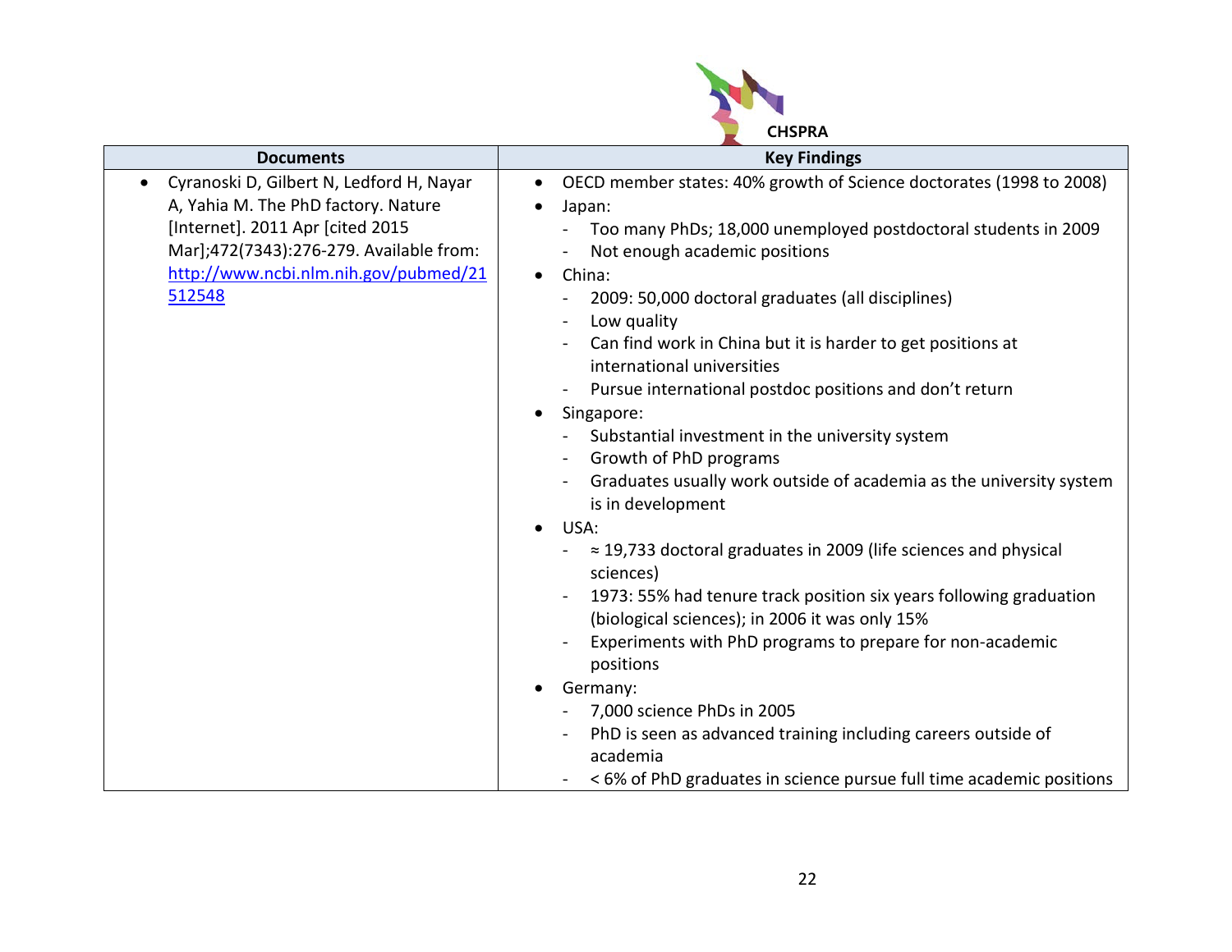| Documents | Key Findings |
|---|---|
| • Cyranoski D, Gilbert N, Ledford H, Nayar A, Yahia M. The PhD factory. Nature [Internet]. 2011 Apr [cited 2015 Mar];472(7343):276-279. Available from: [http://www.ncbi.nlm.nih.gov/pubmed/21512548](http://www.ncbi.nlm.nih.gov/pubmed/21512548) | • OECD member states: 40% growth of Science doctorates (1998 to 2008)<br>• Japan:<br>- Too many PhDs; 18,000 unemployed postdoctoral students in 2009<br>- Not enough academic positions<br>• China:<br>- 2009: 50,000 doctoral graduates (all disciplines)<br>- Low quality<br>- Can find work in China but it is harder to get positions at international universities<br>- Pursue international postdoc positions and don't return<br>• Singapore:<br>- Substantial investment in the university system<br>- Growth of PhD programs<br>- Graduates usually work outside of academia as the university system is in development<br>• USA:<br>- ≈ 19,733 doctoral graduates in 2009 (life sciences and physical sciences)<br>- 1973: 55% had tenure track position six years following graduation (biological sciences); in 2006 it was only 15%<br>- Experiments with PhD programs to prepare for non-academic positions<br>• Germany:<br>- 7,000 science PhDs in 2005<br>- PhD is seen as advanced training including careers outside of academia<br>- < 6% of PhD graduates in science pursue full time academic positions |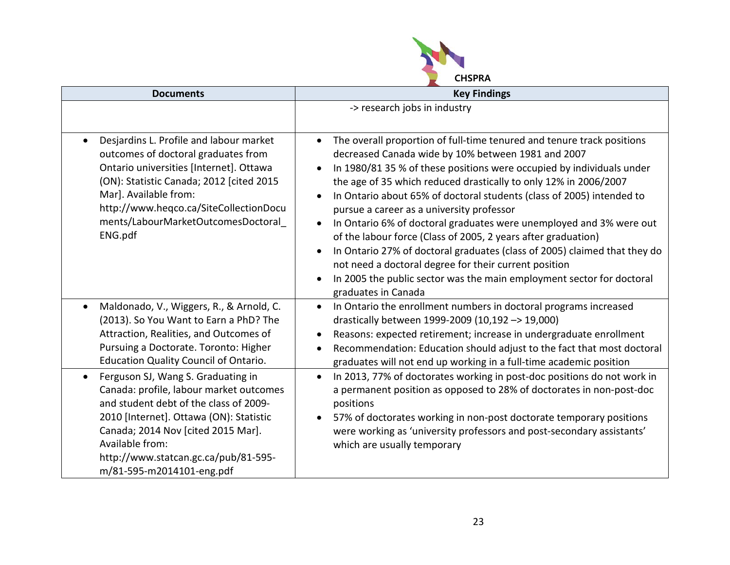| Documents | Key Findings |
|---|---|
| | -> research jobs in industry |
| • Desjardins L. Profile and labour market outcomes of doctoral graduates from Ontario universities [Internet]. Ottawa (ON): Statistic Canada; 2012 [cited 2015 Mar]. Available from: http://www.heqco.ca/SiteCollectionDocuments/LabourMarketOutcomesDoctoral_ENG.pdf | • The overall proportion of full-time tenured and tenure track positions decreased Canada wide by 10% between 1981 and 2007<br>• In 1980/81 35 % of these positions were occupied by individuals under the age of 35 which reduced drastically to only 12% in 2006/2007<br>• In Ontario about 65% of doctoral students (class of 2005) intended to pursue a career as a university professor<br>• In Ontario 6% of doctoral graduates were unemployed and 3% were out of the labour force (Class of 2005, 2 years after graduation)<br>• In Ontario 27% of doctoral graduates (class of 2005) claimed that they do not need a doctoral degree for their current position<br>• In 2005 the public sector was the main employment sector for doctoral graduates in Canada |
| • Maldonado, V., Wiggers, R., & Arnold, C. (2013). So You Want to Earn a PhD? The Attraction, Realities, and Outcomes of Pursuing a Doctorate. Toronto: Higher Education Quality Council of Ontario. | • In Ontario the enrollment numbers in doctoral programs increased drastically between 1999-2009 (10,192 –> 19,000)<br>• Reasons: expected retirement; increase in undergraduate enrollment<br>• Recommendation: Education should adjust to the fact that most doctoral graduates will not end up working in a full-time academic position |
| • Ferguson SJ, Wang S. Graduating in Canada: profile, labour market outcomes and student debt of the class of 2009-2010 [Internet]. Ottawa (ON): Statistic Canada; 2014 Nov [cited 2015 Mar]. Available from: http://www.statcan.gc.ca/pub/81-595-m/81-595-m2014101-eng.pdf | • In 2013, 77% of doctorates working in post-doc positions do not work in a permanent position as opposed to 28% of doctorates in non-post-doc positions<br>• 57% of doctorates working in non-post doctorate temporary positions were working as 'university professors and post-secondary assistants' which are usually temporary |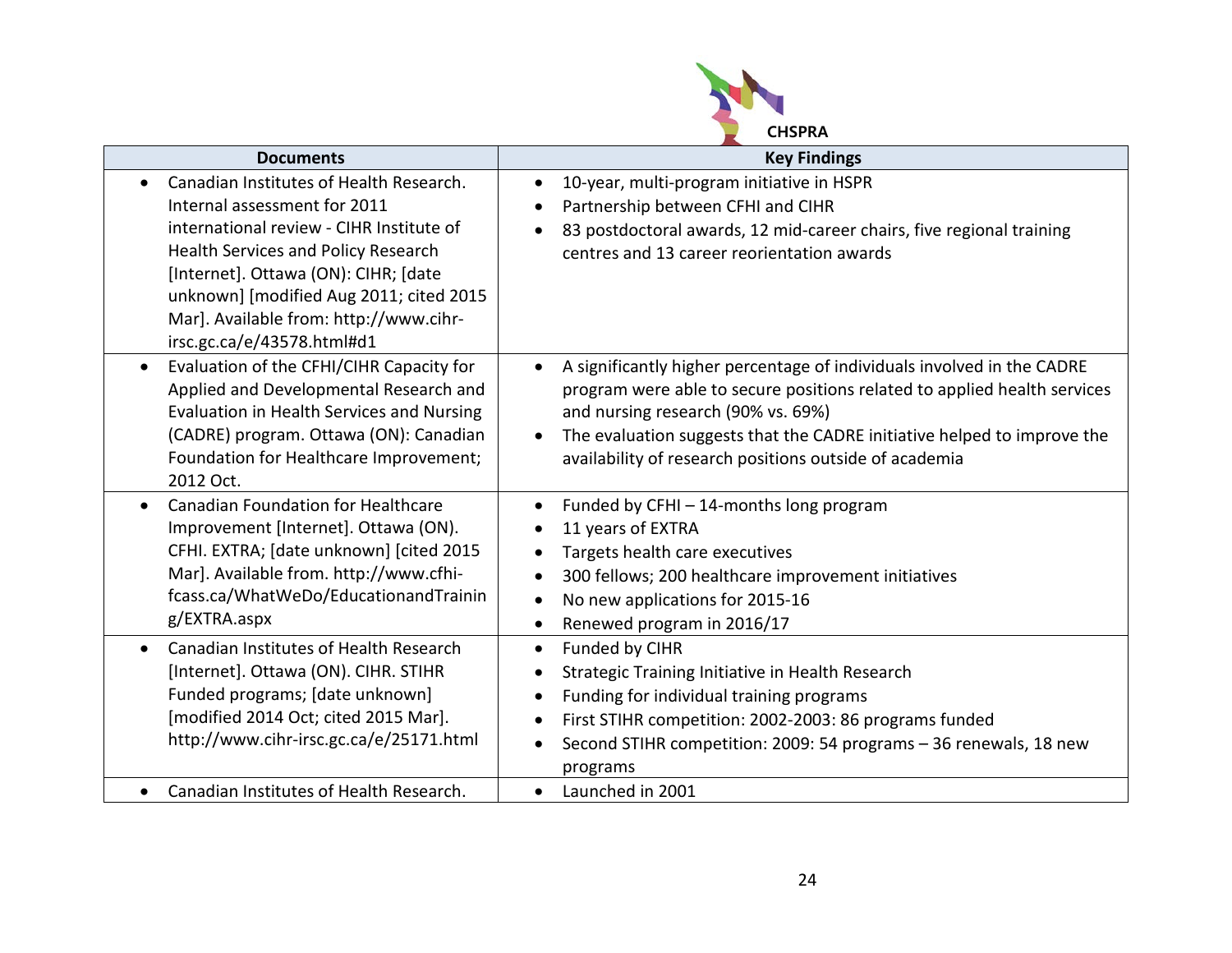| Documents | Key Findings |
|---|---|
| • Canadian Institutes of Health Research. Internal assessment for 2011 international review - CIHR Institute of Health Services and Policy Research [Internet]. Ottawa (ON): CIHR; [date unknown] [modified Aug 2011; cited 2015 Mar]. Available from: http://www.cihr-irsc.gc.ca/e/43578.html#d1 | • 10-year, multi-program initiative in HSPR<br>• Partnership between CFHI and CIHR<br>• 83 postdoctoral awards, 12 mid-career chairs, five regional training centres and 13 career reorientation awards |
| • Evaluation of the CFHI/CIHR Capacity for Applied and Developmental Research and Evaluation in Health Services and Nursing (CADRE) program. Ottawa (ON): Canadian Foundation for Healthcare Improvement; 2012 Oct. | • A significantly higher percentage of individuals involved in the CADRE program were able to secure positions related to applied health services and nursing research (90% vs. 69%)<br>• The evaluation suggests that the CADRE initiative helped to improve the availability of research positions outside of academia |
| • Canadian Foundation for Healthcare Improvement [Internet]. Ottawa (ON). CFHI. EXTRA; [date unknown] [cited 2015 Mar]. Available from. http://www.cfhi-fcass.ca/WhatWeDo/EducationandTraining/EXTRA.aspx | • Funded by CFHI – 14-months long program<br>• 11 years of EXTRA<br>• Targets health care executives<br>• 300 fellows; 200 healthcare improvement initiatives<br>• No new applications for 2015-16<br>• Renewed program in 2016/17 |
| • Canadian Institutes of Health Research [Internet]. Ottawa (ON). CIHR. STIHR Funded programs; [date unknown] [modified 2014 Oct; cited 2015 Mar]. http://www.cihr-irsc.gc.ca/e/25171.html | • Funded by CIHR<br>• Strategic Training Initiative in Health Research<br>• Funding for individual training programs<br>• First STIHR competition: 2002-2003: 86 programs funded<br>• Second STIHR competition: 2009: 54 programs – 36 renewals, 18 new programs |
| • Canadian Institutes of Health Research. | • Launched in 2001 |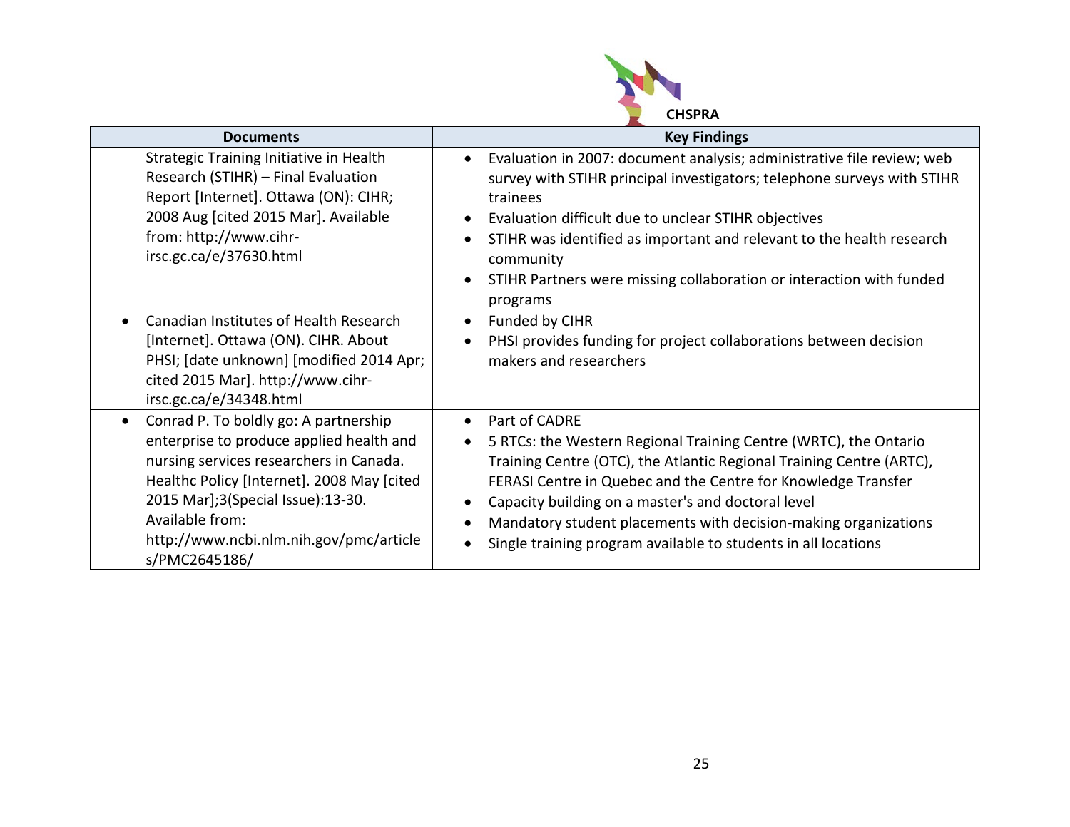| Documents | Key Findings |
| --- | --- |
| Strategic Training Initiative in Health Research (STIHR) – Final Evaluation Report [Internet]. Ottawa (ON): CIHR; 2008 Aug [cited 2015 Mar]. Available from: http://www.cihr-irsc.gc.ca/e/37630.html | • Evaluation in 2007: document analysis; administrative file review; web survey with STIHR principal investigators; telephone surveys with STIHR trainees<br>• Evaluation difficult due to unclear STIHR objectives<br>• STIHR was identified as important and relevant to the health research community<br>• STIHR Partners were missing collaboration or interaction with funded programs |
| • Canadian Institutes of Health Research [Internet]. Ottawa (ON). CIHR. About PHSI; [date unknown] [modified 2014 Apr; cited 2015 Mar]. http://www.cihr-irsc.gc.ca/e/34348.html | • Funded by CIHR<br>• PHSI provides funding for project collaborations between decision makers and researchers |
| • Conrad P. To boldly go: A partnership enterprise to produce applied health and nursing services researchers in Canada. Healthc Policy [Internet]. 2008 May [cited 2015 Mar];3(Special Issue):13-30. Available from: http://www.ncbi.nlm.nih.gov/pmc/articles/PMC2645186/ | • Part of CADRE<br>• 5 RTCs: the Western Regional Training Centre (WRTC), the Ontario Training Centre (OTC), the Atlantic Regional Training Centre (ARTC), FERASI Centre in Quebec and the Centre for Knowledge Transfer<br>• Capacity building on a master's and doctoral level<br>• Mandatory student placements with decision-making organizations<br>• Single training program available to students in all locations |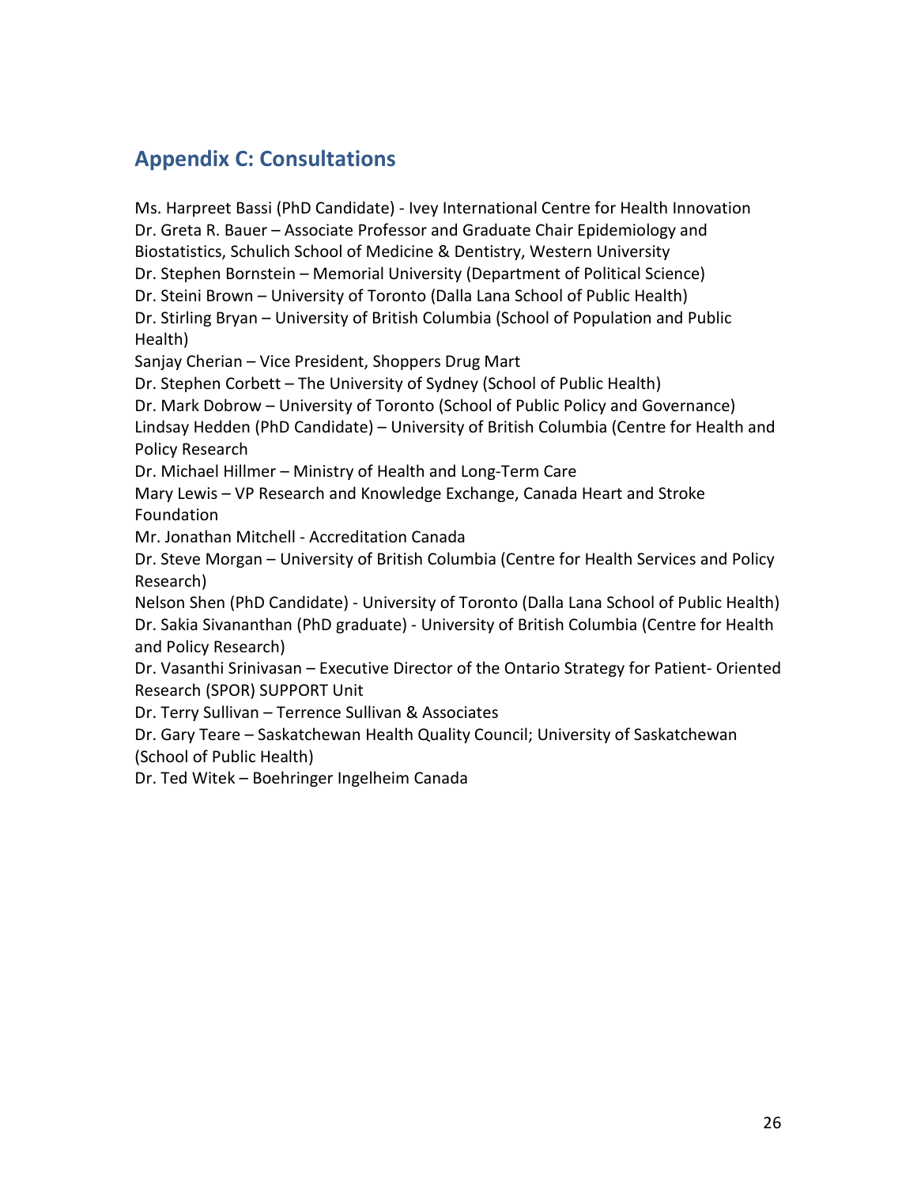## Appendix C: Consultations

Ms. Harpreet Bassi (PhD Candidate) - Ivey International Centre for Health Innovation
Dr. Greta R. Bauer – Associate Professor and Graduate Chair Epidemiology and Biostatistics, Schulich School of Medicine & Dentistry, Western University
Dr. Stephen Bornstein – Memorial University (Department of Political Science)
Dr. Steini Brown – University of Toronto (Dalla Lana School of Public Health)
Dr. Stirling Bryan – University of British Columbia (School of Population and Public Health)
Sanjay Cherian – Vice President, Shoppers Drug Mart
Dr. Stephen Corbett – The University of Sydney (School of Public Health)
Dr. Mark Dobrow – University of Toronto (School of Public Policy and Governance)
Lindsay Hedden (PhD Candidate) – University of British Columbia (Centre for Health and Policy Research
Dr. Michael Hillmer – Ministry of Health and Long-Term Care
Mary Lewis – VP Research and Knowledge Exchange, Canada Heart and Stroke Foundation
Mr. Jonathan Mitchell - Accreditation Canada
Dr. Steve Morgan – University of British Columbia (Centre for Health Services and Policy Research)
Nelson Shen (PhD Candidate) - University of Toronto (Dalla Lana School of Public Health)
Dr. Sakia Sivananthan (PhD graduate) - University of British Columbia (Centre for Health and Policy Research)
Dr. Vasanthi Srinivasan – Executive Director of the Ontario Strategy for Patient- Oriented Research (SPOR) SUPPORT Unit
Dr. Terry Sullivan – Terrence Sullivan & Associates
Dr. Gary Teare – Saskatchewan Health Quality Council; University of Saskatchewan (School of Public Health)
Dr. Ted Witek – Boehringer Ingelheim Canada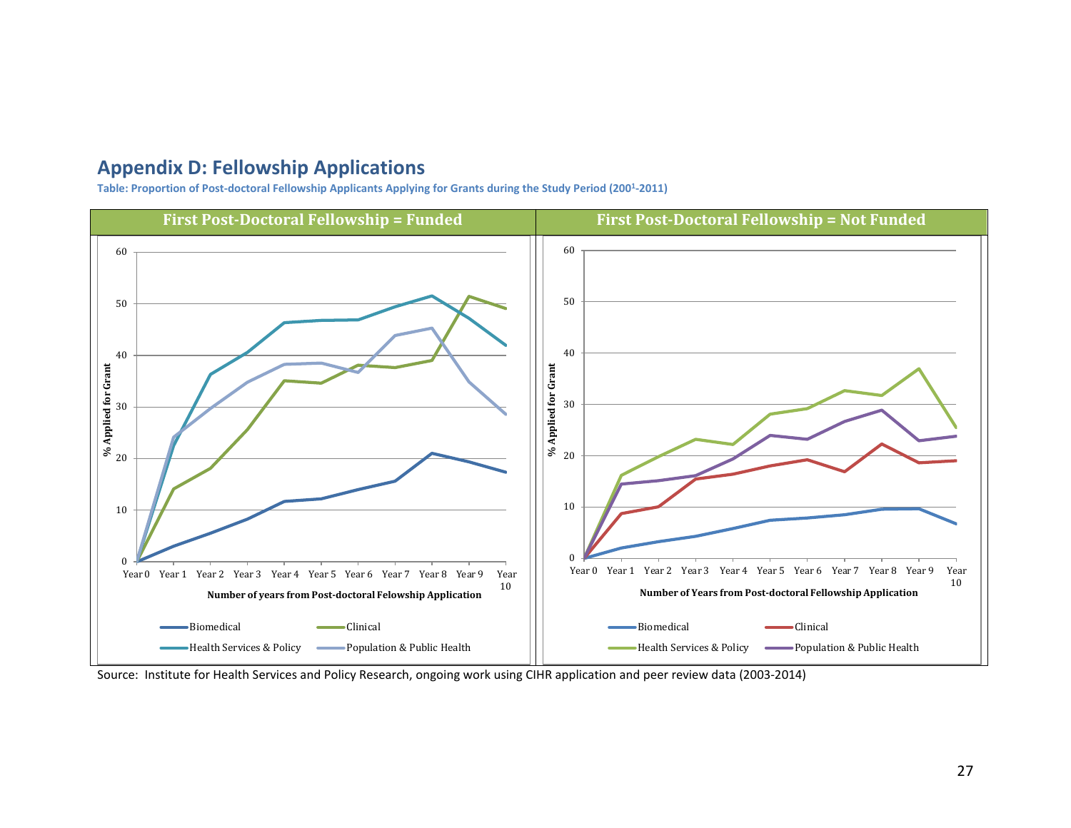## Appendix D: Fellowship Applications

**Table: Proportion of Post-doctoral Fellowship Applicants Applying for Grants during the Study Period (200[1]-2011)**

**First Post-Doctoral Fellowship = Funded**

60
50
40
30
20
10
0

% Applied for Grant

Year 0 Year 1 Year 2 Year 3 Year 4 Year 5 Year 6 Year 7 Year 8 Year 9 Year 10

Number of years from Post-doctoral Felowship Application

Biomedical
Clinical
Health Services & Policy
Population & Public Health

**First Post-Doctoral Fellowship = Not Funded**

60
50
40
30
20
10
0

% Applied for Grant

Year 0 Year 1 Year 2 Year 3 Year 4 Year 5 Year 6 Year 7 Year 8 Year 9 Year 10

Number of Years from Post-doctoral Fellowship Application

Biomedical
Clinical
Health Services & Policy
Population & Public Health

Source: Institute for Health Services and Policy Research, ongoing work using CIHR application and peer review data (2003-2014)